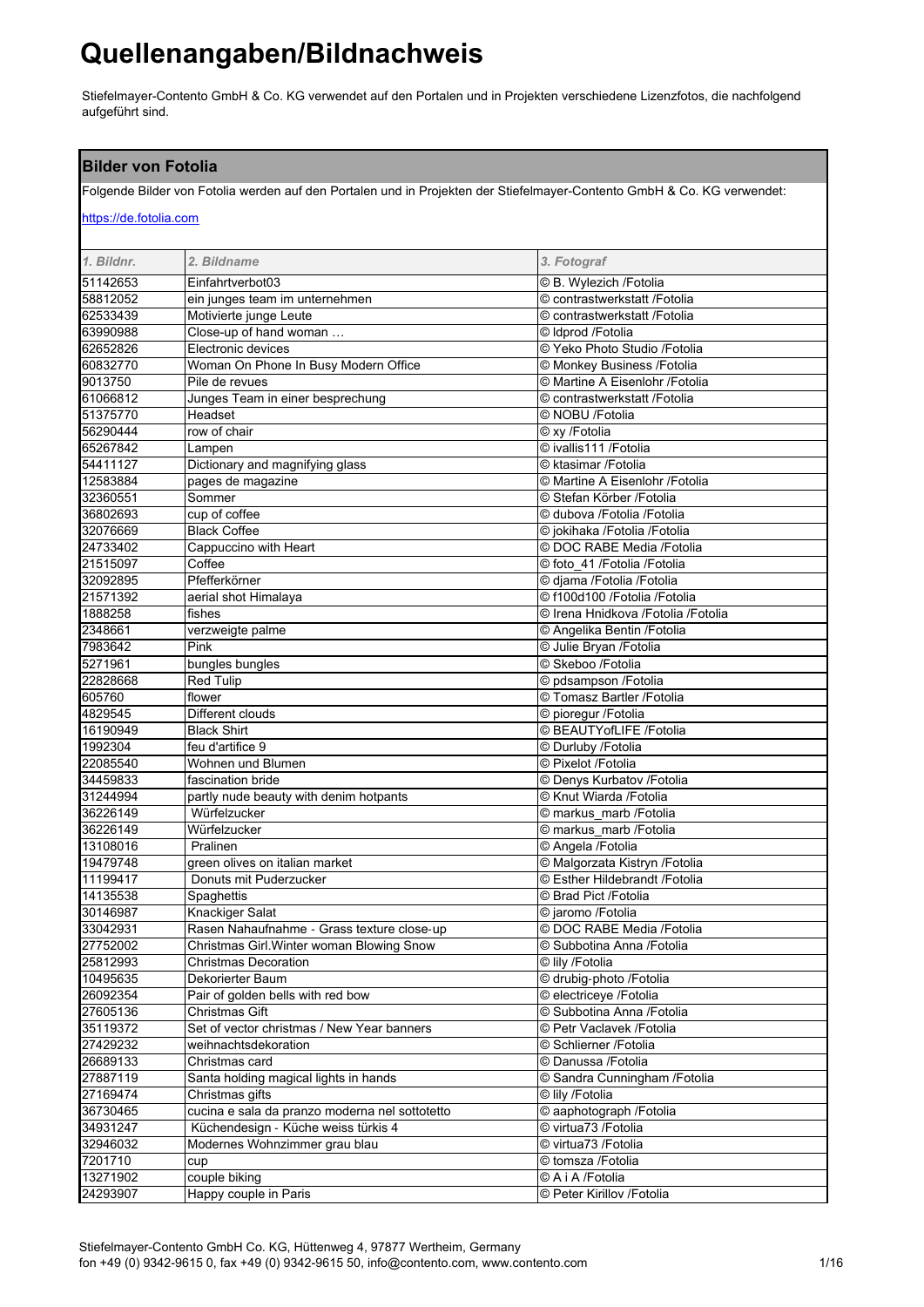# Quellenangaben/Bildnachweis

Stiefelmayer-Contento GmbH & Co. KG verwendet auf den Portalen und in Projekten verschiedene Lizenzfotos, die nachfolgend aufgeführt sind.

## Bilder von Fotolia

Folgende Bilder von Fotolia werden auf den Portalen und in Projekten der Stiefelmayer-Contento GmbH & Co. KG verwendet:

https://de.fotolia.com

| 1. Bildnr. | 2. Bildname | 3. Fotograf |
|---|---|---|
| 51142653 | Einfahrtverbot03 | © B. Wylezich /Fotolia |
| 58812052 | ein junges team im unternehmen | © contrastwerkstatt /Fotolia |
| 62533439 | Motivierte junge Leute | © contrastwerkstatt /Fotolia |
| 63990988 | Close-up of hand woman … | © ldprod /Fotolia |
| 62652826 | Electronic devices | © Yeko Photo Studio /Fotolia |
| 60832770 | Woman On Phone In Busy Modern Office | © Monkey Business /Fotolia |
| 9013750 | Pile de revues | © Martine A Eisenlohr /Fotolia |
| 61066812 | Junges Team in einer besprechung | © contrastwerkstatt /Fotolia |
| 51375770 | Headset | © NOBU /Fotolia |
| 56290444 | row of chair | © xy /Fotolia |
| 65267842 | Lampen | © ivallis111 /Fotolia |
| 54411127 | Dictionary and magnifying glass | © ktasimar /Fotolia |
| 12583884 | pages de magazine | © Martine A Eisenlohr /Fotolia |
| 32360551 | Sommer | © Stefan Körber /Fotolia |
| 36802693 | cup of coffee | © dubova /Fotolia /Fotolia |
| 32076669 | Black Coffee | © jokihaka /Fotolia /Fotolia |
| 24733402 | Cappuccino with Heart | © DOC RABE Media /Fotolia |
| 21515097 | Coffee | © foto_41 /Fotolia /Fotolia |
| 32092895 | Pfefferkörner | © djama /Fotolia /Fotolia |
| 21571392 | aerial shot Himalaya | © f100d100 /Fotolia /Fotolia |
| 1888258 | fishes | © Irena Hnidkova /Fotolia /Fotolia |
| 2348661 | verzweigte palme | © Angelika Bentin /Fotolia |
| 7983642 | Pink | © Julie Bryan /Fotolia |
| 5271961 | bungles bungles | © Skeboo /Fotolia |
| 22828668 | Red Tulip | © pdsampson /Fotolia |
| 605760 | flower | © Tomasz Bartler /Fotolia |
| 4829545 | Different clouds | © pioregur /Fotolia |
| 16190949 | Black Shirt | © BEAUTYofLIFE /Fotolia |
| 1992304 | feu d'artifice 9 | © Durluby /Fotolia |
| 22085540 | Wohnen und Blumen | © Pixelot /Fotolia |
| 34459833 | fascination bride | © Denys Kurbatov /Fotolia |
| 31244994 | partly nude beauty with denim hotpants | © Knut Wiarda /Fotolia |
| 36226149 | Würfelzucker | © markus_marb /Fotolia |
| 36226149 | Würfelzucker | © markus_marb /Fotolia |
| 13108016 | Pralinen | © Angela /Fotolia |
| 19479748 | green olives on italian market | © Malgorzata Kistryn /Fotolia |
| 11199417 | Donuts mit Puderzucker | © Esther Hildebrandt /Fotolia |
| 14135538 | Spaghettis | © Brad Pict /Fotolia |
| 30146987 | Knackiger Salat | © jaromo /Fotolia |
| 33042931 | Rasen Nahaufnahme - Grass texture close-up | © DOC RABE Media /Fotolia |
| 27752002 | Christmas Girl.Winter woman Blowing Snow | © Subbotina Anna /Fotolia |
| 25812993 | Christmas Decoration | © lily /Fotolia |
| 10495635 | Dekorierter Baum | © drubig-photo /Fotolia |
| 26092354 | Pair of golden bells with red bow | © electriceye /Fotolia |
| 27605136 | Christmas Gift | © Subbotina Anna /Fotolia |
| 35119372 | Set of vector christmas / New Year banners | © Petr Vaclavek /Fotolia |
| 27429232 | weihnachtsdekoration | © Schlierner /Fotolia |
| 26689133 | Christmas card | © Danussa /Fotolia |
| 27887119 | Santa holding magical lights in hands | © Sandra Cunningham /Fotolia |
| 27169474 | Christmas gifts | © lily /Fotolia |
| 36730465 | cucina e sala da pranzo moderna nel sottotetto | © aaphotograph /Fotolia |
| 34931247 | Küchendesign - Küche weiss türkis 4 | © virtua73 /Fotolia |
| 32946032 | Modernes Wohnzimmer grau blau | © virtua73 /Fotolia |
| 7201710 | cup | © tomsza /Fotolia |
| 13271902 | couple biking | © A i A /Fotolia |
| 24293907 | Happy couple in Paris | © Peter Kirillov /Fotolia |

Stiefelmayer-Contento GmbH Co. KG, Hüttenweg 4, 97877 Wertheim, Germany
fon +49 (0) 9342-9615 0, fax +49 (0) 9342-9615 50, info@contento.com, www.contento.com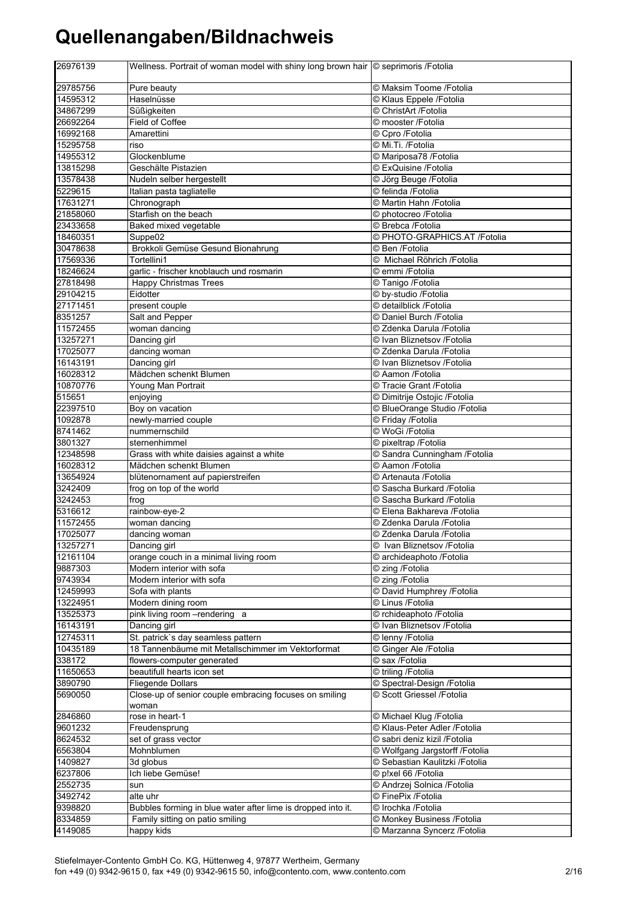# Quellenangaben/Bildnachweis

| | | |
|---|---|---|
| 26976139 | Wellness. Portrait of woman model with shiny long brown hair | © seprimoris /Fotolia |
| 29785756 | Pure beauty | © Maksim Toome /Fotolia |
| 14595312 | Haselnüsse | © Klaus Eppele /Fotolia |
| 34867299 | Süßigkeiten | © ChristArt /Fotolia |
| 26692264 | Field of Coffee | © mooster /Fotolia |
| 16992168 | Amarettini | © Cpro /Fotolia |
| 15295758 | riso | © Mi.Ti. /Fotolia |
| 14955312 | Glockenblume | © Mariposa78 /Fotolia |
| 13815298 | Geschälte Pistazien | © ExQuisine /Fotolia |
| 13578438 | Nudeln selber hergestellt | © Jörg Beuge /Fotolia |
| 5229615 | Italian pasta tagliatelle | © felinda /Fotolia |
| 17631271 | Chronograph | © Martin Hahn /Fotolia |
| 21858060 | Starfish on the beach | © photocreo /Fotolia |
| 23433658 | Baked mixed vegetable | © Brebca /Fotolia |
| 18460351 | Suppe02 | © PHOTO-GRAPHICS.AT /Fotolia |
| 30478638 | Brokkoli Gemüse Gesund Bionahrung | © Ben /Fotolia |
| 17569336 | Tortellini1 | © Michael Röhrich /Fotolia |
| 18246624 | garlic - frischer knoblauch und rosmarin | © emmi /Fotolia |
| 27818498 | Happy Christmas Trees | © Tanigo /Fotolia |
| 29104215 | Eidotter | © by-studio /Fotolia |
| 27171451 | present couple | © detailblick /Fotolia |
| 8351257 | Salt and Pepper | © Daniel Burch /Fotolia |
| 11572455 | woman dancing | © Zdenka Darula /Fotolia |
| 13257271 | Dancing girl | © Ivan Bliznetsov /Fotolia |
| 17025077 | dancing woman | © Zdenka Darula /Fotolia |
| 16143191 | Dancing girl | © Ivan Bliznetsov /Fotolia |
| 16028312 | Mädchen schenkt Blumen | © Aamon /Fotolia |
| 10870776 | Young Man Portrait | © Tracie Grant /Fotolia |
| 515651 | enjoying | © Dimitrije Ostojic /Fotolia |
| 22397510 | Boy on vacation | © BlueOrange Studio /Fotolia |
| 1092878 | newly-married couple | © Friday /Fotolia |
| 8741462 | nummernschild | © WoGi /Fotolia |
| 3801327 | sternenhimmel | © pixeltrap /Fotolia |
| 12348598 | Grass with white daisies against a white | © Sandra Cunningham /Fotolia |
| 16028312 | Mädchen schenkt Blumen | © Aamon /Fotolia |
| 13654924 | blütenornament auf papierstreifen | © Artenauta /Fotolia |
| 3242409 | frog on top of the world | © Sascha Burkard /Fotolia |
| 3242453 | frog | © Sascha Burkard /Fotolia |
| 5316612 | rainbow-eye-2 | © Elena Bakhareva /Fotolia |
| 11572455 | woman dancing | © Zdenka Darula /Fotolia |
| 17025077 | dancing woman | © Zdenka Darula /Fotolia |
| 13257271 | Dancing girl | © Ivan Bliznetsov /Fotolia |
| 12161104 | orange couch in a minimal living room | © archideaphoto /Fotolia |
| 9887303 | Modern interior with sofa | © zing /Fotolia |
| 9743934 | Modern interior with sofa | © zing /Fotolia |
| 12459993 | Sofa with plants | © David Humphrey /Fotolia |
| 13224951 | Modern dining room | © Linus /Fotolia |
| 13525373 | pink living room –rendering a | © rchideaphoto /Fotolia |
| 16143191 | Dancing girl | © Ivan Bliznetsov /Fotolia |
| 12745311 | St. patrick`s day seamless pattern | © lenny /Fotolia |
| 10435189 | 18 Tannenbäume mit Metallschimmer im Vektorformat | © Ginger Ale /Fotolia |
| 338172 | flowers-computer generated | © sax /Fotolia |
| 11650653 | beautifull hearts icon set | © triling /Fotolia |
| 3890790 | Fliegende Dollars | © Spectral-Design /Fotolia |
| 5690050 | Close-up of senior couple embracing focuses on smiling woman | © Scott Griessel /Fotolia |
| 2846860 | rose in heart-1 | © Michael Klug /Fotolia |
| 9601232 | Freudensprung | © Klaus-Peter Adler /Fotolia |
| 8624532 | set of grass vector | © sabri deniz kizil /Fotolia |
| 6563804 | Mohnblumen | © Wolfgang Jargstorff /Fotolia |
| 1409827 | 3d globus | © Sebastian Kaulitzki /Fotolia |
| 6237806 | Ich liebe Gemüse! | © p!xel 66 /Fotolia |
| 2552735 | sun | © Andrzej Solnica /Fotolia |
| 3492742 | alte uhr | © FinePix /Fotolia |
| 9398820 | Bubbles forming in blue water after lime is dropped into it. | © Irochka /Fotolia |
| 8334859 | Family sitting on patio smiling | © Monkey Business /Fotolia |
| 4149085 | happy kids | © Marzanna Syncerz /Fotolia |

Stiefelmayer-Contento GmbH Co. KG, Hüttenweg 4, 97877 Wertheim, Germany
fon +49 (0) 9342-9615 0, fax +49 (0) 9342-9615 50, info@contento.com, www.contento.com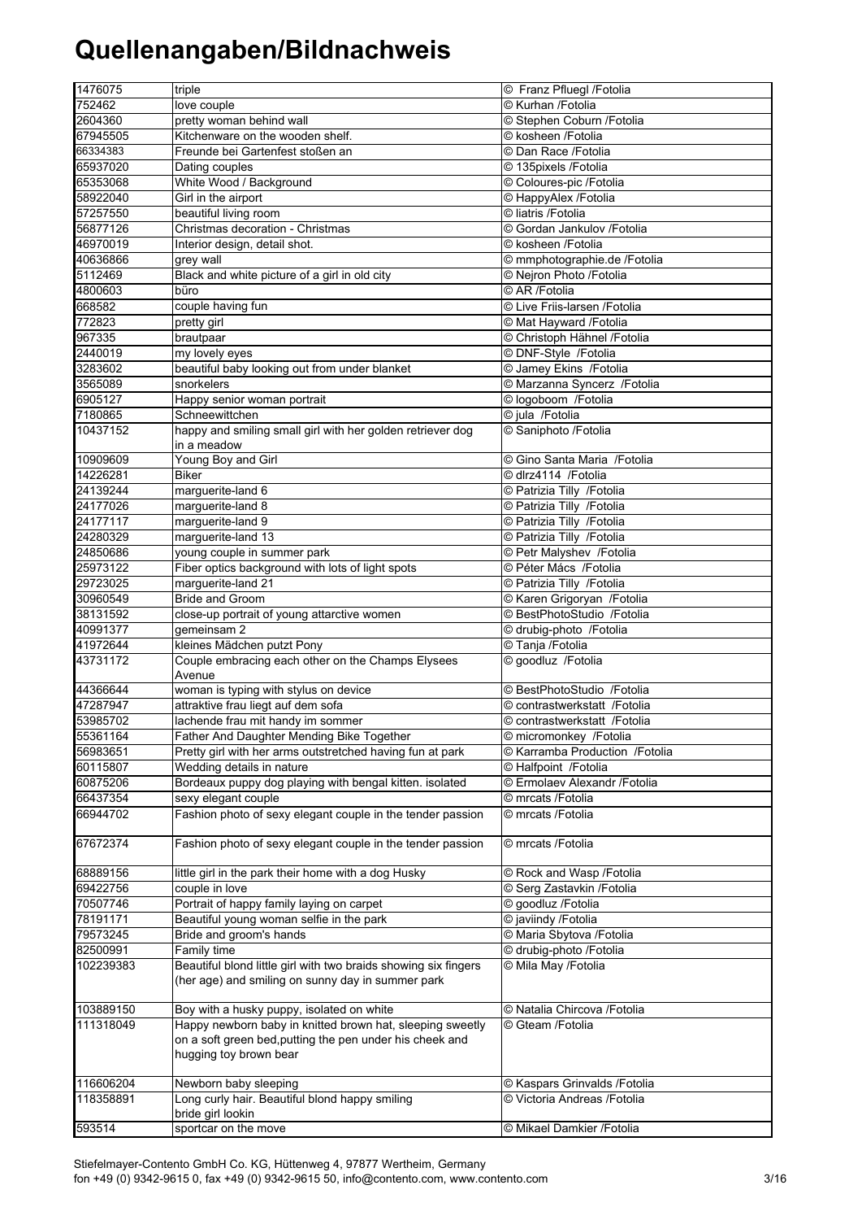# Quellenangaben/Bildnachweis

| | | |
|---|---|---|
| 1476075 | triple | © Franz Pfluegl /Fotolia |
| 752462 | love couple | © Kurhan /Fotolia |
| 2604360 | pretty woman behind wall | © Stephen Coburn /Fotolia |
| 67945505 | Kitchenware on the wooden shelf. | © kosheen /Fotolia |
| 66334383 | Freunde bei Gartenfest stoßen an | © Dan Race /Fotolia |
| 65937020 | Dating couples | © 135pixels /Fotolia |
| 65353068 | White Wood / Background | © Coloures-pic /Fotolia |
| 58922040 | Girl in the airport | © HappyAlex /Fotolia |
| 57257550 | beautiful living room | © liatris /Fotolia |
| 56877126 | Christmas decoration - Christmas | © Gordan Jankulov /Fotolia |
| 46970019 | Interior design, detail shot. | © kosheen /Fotolia |
| 40636866 | grey wall | © mmphotographie.de /Fotolia |
| 5112469 | Black and white picture of a girl in old city | © Nejron Photo /Fotolia |
| 4800603 | büro | © AR /Fotolia |
| 668582 | couple having fun | © Live Friis-larsen /Fotolia |
| 772823 | pretty girl | © Mat Hayward /Fotolia |
| 967335 | brautpaar | © Christoph Hähnel /Fotolia |
| 2440019 | my lovely eyes | © DNF-Style /Fotolia |
| 3283602 | beautiful baby looking out from under blanket | © Jamey Ekins /Fotolia |
| 3565089 | snorkelers | © Marzanna Syncerz /Fotolia |
| 6905127 | Happy senior woman portrait | © logoboom /Fotolia |
| 7180865 | Schneewittchen | © jula /Fotolia |
| 10437152 | happy and smiling small girl with her golden retriever dog in a meadow | © Saniphoto /Fotolia |
| 10909609 | Young Boy and Girl | © Gino Santa Maria /Fotolia |
| 14226281 | Biker | © dlrz4114 /Fotolia |
| 24139244 | marguerite-land 6 | © Patrizia Tilly /Fotolia |
| 24177026 | marguerite-land 8 | © Patrizia Tilly /Fotolia |
| 24177117 | marguerite-land 9 | © Patrizia Tilly /Fotolia |
| 24280329 | marguerite-land 13 | © Patrizia Tilly /Fotolia |
| 24850686 | young couple in summer park | © Petr Malyshev /Fotolia |
| 25973122 | Fiber optics background with lots of light spots | © Péter Mács /Fotolia |
| 29723025 | marguerite-land 21 | © Patrizia Tilly /Fotolia |
| 30960549 | Bride and Groom | © Karen Grigoryan /Fotolia |
| 38131592 | close-up portrait of young attarctive women | © BestPhotoStudio /Fotolia |
| 40991377 | gemeinsam 2 | © drubig-photo /Fotolia |
| 41972644 | kleines Mädchen putzt Pony | © Tanja /Fotolia |
| 43731172 | Couple embracing each other on the Champs Elysees Avenue | © goodluz /Fotolia |
| 44366644 | woman is typing with stylus on device | © BestPhotoStudio /Fotolia |
| 47287947 | attraktive frau liegt auf dem sofa | © contrastwerkstatt /Fotolia |
| 53985702 | lachende frau mit handy im sommer | © contrastwerkstatt /Fotolia |
| 55361164 | Father And Daughter Mending Bike Together | © micromonkey /Fotolia |
| 56983651 | Pretty girl with her arms outstretched having fun at park | © Karramba Production /Fotolia |
| 60115807 | Wedding details in nature | © Halfpoint /Fotolia |
| 60875206 | Bordeaux puppy dog playing with bengal kitten. isolated | © Ermolaev Alexandr /Fotolia |
| 66437354 | sexy elegant couple | © mrcats /Fotolia |
| 66944702 | Fashion photo of sexy elegant couple in the tender passion | © mrcats /Fotolia |
| 67672374 | Fashion photo of sexy elegant couple in the tender passion | © mrcats /Fotolia |
| 68889156 | little girl in the park their home with a dog Husky | © Rock and Wasp /Fotolia |
| 69422756 | couple in love | © Serg Zastavkin /Fotolia |
| 70507746 | Portrait of happy family laying on carpet | © goodluz /Fotolia |
| 78191171 | Beautiful young woman selfie in the park | © javiindy /Fotolia |
| 79573245 | Bride and groom's hands | © Maria Sbytova /Fotolia |
| 82500991 | Family time | © drubig-photo /Fotolia |
| 102239383 | Beautiful blond little girl with two braids showing six fingers (her age) and smiling on sunny day in summer park | © Mila May /Fotolia |
| 103889150 | Boy with a husky puppy, isolated on white | © Natalia Chircova /Fotolia |
| 111318049 | Happy newborn baby in knitted brown hat, sleeping sweetly on a soft green bed,putting the pen under his cheek and hugging toy brown bear | © Gteam /Fotolia |
| 116606204 | Newborn baby sleeping | © Kaspars Grinvalds /Fotolia |
| 118358891 | Long curly hair. Beautiful blond happy smiling bride girl lookin | © Victoria Andreas /Fotolia |
| 593514 | sportcar on the move | © Mikael Damkier /Fotolia |

Stiefelmayer-Contento GmbH Co. KG, Hüttenweg 4, 97877 Wertheim, Germany
fon +49 (0) 9342-9615 0, fax +49 (0) 9342-9615 50, info@contento.com, www.contento.com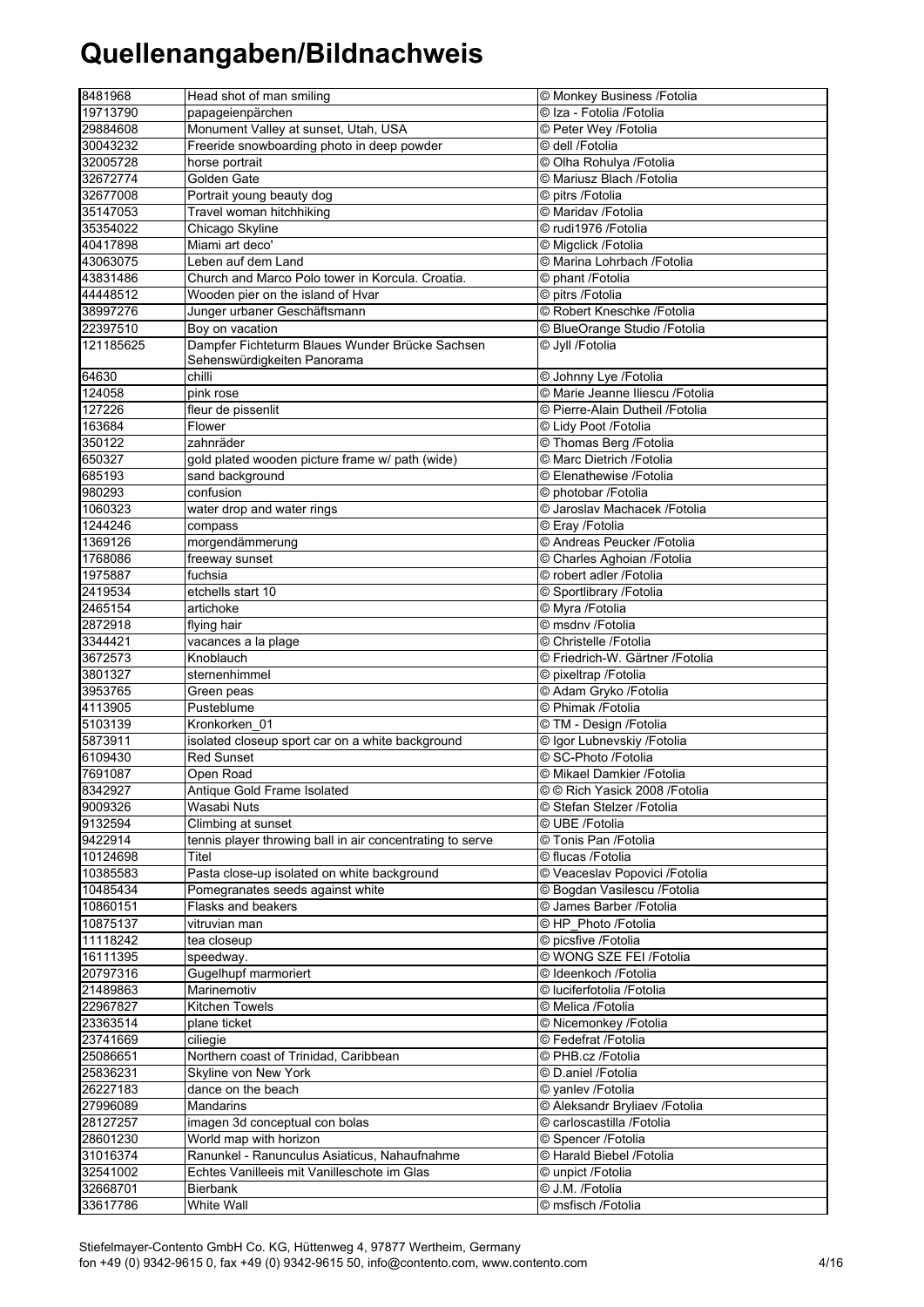# Quellenangaben/Bildnachweis

| | | |
|---|---|---|
| 8481968 | Head shot of man smiling | © Monkey Business /Fotolia |
| 19713790 | papageienpärchen | © Iza - Fotolia /Fotolia |
| 29884608 | Monument Valley at sunset, Utah, USA | © Peter Wey /Fotolia |
| 30043232 | Freeride snowboarding photo in deep powder | © dell /Fotolia |
| 32005728 | horse portrait | © Olha Rohulya /Fotolia |
| 32672774 | Golden Gate | © Mariusz Blach /Fotolia |
| 32677008 | Portrait young beauty dog | © pitrs /Fotolia |
| 35147053 | Travel woman hitchhiking | © Maridav /Fotolia |
| 35354022 | Chicago Skyline | © rudi1976 /Fotolia |
| 40417898 | Miami art deco' | © Migclick /Fotolia |
| 43063075 | Leben auf dem Land | © Marina Lohrbach /Fotolia |
| 43831486 | Church and Marco Polo tower in Korcula. Croatia. | © phant /Fotolia |
| 44448512 | Wooden pier on the island of Hvar | © pitrs /Fotolia |
| 38997276 | Junger urbaner Geschäftsmann | © Robert Kneschke /Fotolia |
| 22397510 | Boy on vacation | © BlueOrange Studio /Fotolia |
| 121185625 | Dampfer Fichteturm Blaues Wunder Brücke Sachsen Sehenswürdigkeiten Panorama | © Jyll /Fotolia |
| 64630 | chilli | © Johnny Lye /Fotolia |
| 124058 | pink rose | © Marie Jeanne Iliescu /Fotolia |
| 127226 | fleur de pissenlit | © Pierre-Alain Dutheil /Fotolia |
| 163684 | Flower | © Lidy Poot /Fotolia |
| 350122 | zahnräder | © Thomas Berg /Fotolia |
| 650327 | gold plated wooden picture frame w/ path (wide) | © Marc Dietrich /Fotolia |
| 685193 | sand background | © Elenathewise /Fotolia |
| 980293 | confusion | © photobar /Fotolia |
| 1060323 | water drop and water rings | © Jaroslav Machacek /Fotolia |
| 1244246 | compass | © Eray /Fotolia |
| 1369126 | morgendämmerung | © Andreas Peucker /Fotolia |
| 1768086 | freeway sunset | © Charles Aghoian /Fotolia |
| 1975887 | fuchsia | © robert adler /Fotolia |
| 2419534 | etchells start 10 | © Sportlibrary /Fotolia |
| 2465154 | artichoke | © Myra /Fotolia |
| 2872918 | flying hair | © msdnv /Fotolia |
| 3344421 | vacances a la plage | © Christelle /Fotolia |
| 3672573 | Knoblauch | © Friedrich-W. Gärtner /Fotolia |
| 3801327 | sternenhimmel | © pixeltrap /Fotolia |
| 3953765 | Green peas | © Adam Gryko /Fotolia |
| 4113905 | Pusteblume | © Phimak /Fotolia |
| 5103139 | Kronkorken_01 | © TM - Design /Fotolia |
| 5873911 | isolated closeup sport car on a white background | © Igor Lubnevskiy /Fotolia |
| 6109430 | Red Sunset | © SC-Photo /Fotolia |
| 7691087 | Open Road | © Mikael Damkier /Fotolia |
| 8342927 | Antique Gold Frame Isolated | © © Rich Yasick 2008 /Fotolia |
| 9009326 | Wasabi Nuts | © Stefan Stelzer /Fotolia |
| 9132594 | Climbing at sunset | © UBE /Fotolia |
| 9422914 | tennis player throwing ball in air concentrating to serve | © Tonis Pan /Fotolia |
| 10124698 | Titel | © flucas /Fotolia |
| 10385583 | Pasta close-up isolated on white background | © Veaceslav Popovici /Fotolia |
| 10485434 | Pomegranates seeds against white | © Bogdan Vasilescu /Fotolia |
| 10860151 | Flasks and beakers | © James Barber /Fotolia |
| 10875137 | vitruvian man | © HP_Photo /Fotolia |
| 11118242 | tea closeup | © picsfive /Fotolia |
| 16111395 | speedway. | © WONG SZE FEI /Fotolia |
| 20797316 | Gugelhupf marmoriert | © Ideenkoch /Fotolia |
| 21489863 | Marinemotiv | © luciferfotolia /Fotolia |
| 22967827 | Kitchen Towels | © Melica /Fotolia |
| 23363514 | plane ticket | © Nicemonkey /Fotolia |
| 23741669 | ciliegie | © Fedefrat /Fotolia |
| 25086651 | Northern coast of Trinidad, Caribbean | © PHB.cz /Fotolia |
| 25836231 | Skyline von New York | © D.aniel /Fotolia |
| 26227183 | dance on the beach | © yanlev /Fotolia |
| 27996089 | Mandarins | © Aleksandr Bryliaev /Fotolia |
| 28127257 | imagen 3d conceptual con bolas | © carloscastilla /Fotolia |
| 28601230 | World map with horizon | © Spencer /Fotolia |
| 31016374 | Ranunkel - Ranunculus Asiaticus, Nahaufnahme | © Harald Biebel /Fotolia |
| 32541002 | Echtes Vanilleeis mit Vanilleschote im Glas | © unpict /Fotolia |
| 32668701 | Bierbank | © J.M. /Fotolia |
| 33617786 | White Wall | © msfisch /Fotolia |

Stiefelmayer-Contento GmbH Co. KG, Hüttenweg 4, 97877 Wertheim, Germany
fon +49 (0) 9342-9615 0, fax +49 (0) 9342-9615 50, info@contento.com, www.contento.com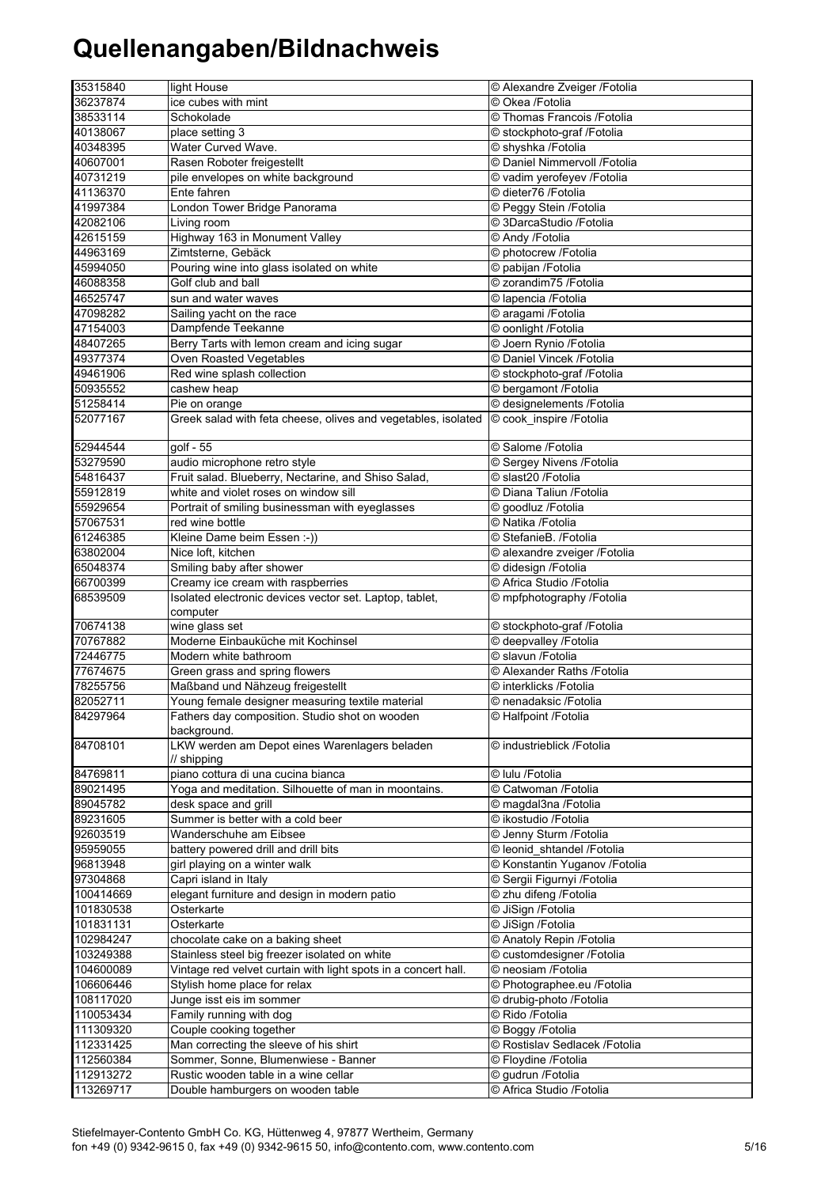# Quellenangaben/Bildnachweis

| | | |
|---|---|---|
| 35315840 | light House | © Alexandre Zveiger /Fotolia |
| 36237874 | ice cubes with mint | © Okea /Fotolia |
| 38533114 | Schokolade | © Thomas Francois /Fotolia |
| 40138067 | place setting 3 | © stockphoto-graf /Fotolia |
| 40348395 | Water Curved Wave. | © shyshka /Fotolia |
| 40607001 | Rasen Roboter freigestellt | © Daniel Nimmervoll /Fotolia |
| 40731219 | pile envelopes on white background | © vadim yerofeyev /Fotolia |
| 41136370 | Ente fahren | © dieter76 /Fotolia |
| 41997384 | London Tower Bridge Panorama | © Peggy Stein /Fotolia |
| 42082106 | Living room | © 3DarcaStudio /Fotolia |
| 42615159 | Highway 163 in Monument Valley | © Andy /Fotolia |
| 44963169 | Zimtsterne, Gebäck | © photocrew /Fotolia |
| 45994050 | Pouring wine into glass isolated on white | © pabijan /Fotolia |
| 46088358 | Golf club and ball | © zorandim75 /Fotolia |
| 46525747 | sun and water waves | © lapencia /Fotolia |
| 47098282 | Sailing yacht on the race | © aragami /Fotolia |
| 47154003 | Dampfende Teekanne | © oonlight /Fotolia |
| 48407265 | Berry Tarts with lemon cream and icing sugar | © Joern Rynio /Fotolia |
| 49377374 | Oven Roasted Vegetables | © Daniel Vincek /Fotolia |
| 49461906 | Red wine splash collection | © stockphoto-graf /Fotolia |
| 50935552 | cashew heap | © bergamont /Fotolia |
| 51258414 | Pie on orange | © designelements /Fotolia |
| 52077167 | Greek salad with feta cheese, olives and vegetables, isolated | © cook_inspire /Fotolia |
| 52944544 | golf - 55 | © Salome /Fotolia |
| 53279590 | audio microphone retro style | © Sergey Nivens /Fotolia |
| 54816437 | Fruit salad. Blueberry, Nectarine, and Shiso Salad, | © slast20 /Fotolia |
| 55912819 | white and violet roses on window sill | © Diana Taliun /Fotolia |
| 55929654 | Portrait of smiling businessman with eyeglasses | © goodluz /Fotolia |
| 57067531 | red wine bottle | © Natika /Fotolia |
| 61246385 | Kleine Dame beim Essen :-)) | © StefanieB. /Fotolia |
| 63802004 | Nice loft, kitchen | © alexandre zveiger /Fotolia |
| 65048374 | Smiling baby after shower | © didesign /Fotolia |
| 66700399 | Creamy ice cream with raspberries | © Africa Studio /Fotolia |
| 68539509 | Isolated electronic devices vector set. Laptop, tablet, computer | © mpfphotography /Fotolia |
| 70674138 | wine glass set | © stockphoto-graf /Fotolia |
| 70767882 | Moderne Einbauküche mit Kochinsel | © deepvalley /Fotolia |
| 72446775 | Modern white bathroom | © slavun /Fotolia |
| 77674675 | Green grass and spring flowers | © Alexander Raths /Fotolia |
| 78255756 | Maßband und Nähzeug freigestellt | © interklicks /Fotolia |
| 82052711 | Young female designer measuring textile material | © nenadaksic /Fotolia |
| 84297964 | Fathers day composition. Studio shot on wooden background. | © Halfpoint /Fotolia |
| 84708101 | LKW werden am Depot eines Warenlagers beladen // shipping | © industrieblick /Fotolia |
| 84769811 | piano cottura di una cucina bianca | © lulu /Fotolia |
| 89021495 | Yoga and meditation. Silhouette of man in moontains. | © Catwoman /Fotolia |
| 89045782 | desk space and grill | © magdal3na /Fotolia |
| 89231605 | Summer is better with a cold beer | © ikostudio /Fotolia |
| 92603519 | Wanderschuhe am Eibsee | © Jenny Sturm /Fotolia |
| 95959055 | battery powered drill and drill bits | © leonid_shtandel /Fotolia |
| 96813948 | girl playing on a winter walk | © Konstantin Yuganov /Fotolia |
| 97304868 | Capri island in Italy | © Sergii Figurnyi /Fotolia |
| 100414669 | elegant furniture and design in modern patio | © zhu difeng /Fotolia |
| 101830538 | Osterkarte | © JiSign /Fotolia |
| 101831131 | Osterkarte | © JiSign /Fotolia |
| 102984247 | chocolate cake on a baking sheet | © Anatoly Repin /Fotolia |
| 103249388 | Stainless steel big freezer isolated on white | © customdesigner /Fotolia |
| 104600089 | Vintage red velvet curtain with light spots in a concert hall. | © neosiam /Fotolia |
| 106606446 | Stylish home place for relax | © Photographee.eu /Fotolia |
| 108117020 | Junge isst eis im sommer | © drubig-photo /Fotolia |
| 110053434 | Family running with dog | © Rido /Fotolia |
| 111309320 | Couple cooking together | © Boggy /Fotolia |
| 112331425 | Man correcting the sleeve of his shirt | © Rostislav Sedlacek /Fotolia |
| 112560384 | Sommer, Sonne, Blumenwiese - Banner | © Floydine /Fotolia |
| 112913272 | Rustic wooden table in a wine cellar | © gudrun /Fotolia |
| 113269717 | Double hamburgers on wooden table | © Africa Studio /Fotolia |

Stiefelmayer-Contento GmbH Co. KG, Hüttenweg 4, 97877 Wertheim, Germany
fon +49 (0) 9342-9615 0, fax +49 (0) 9342-9615 50, info@contento.com, www.contento.com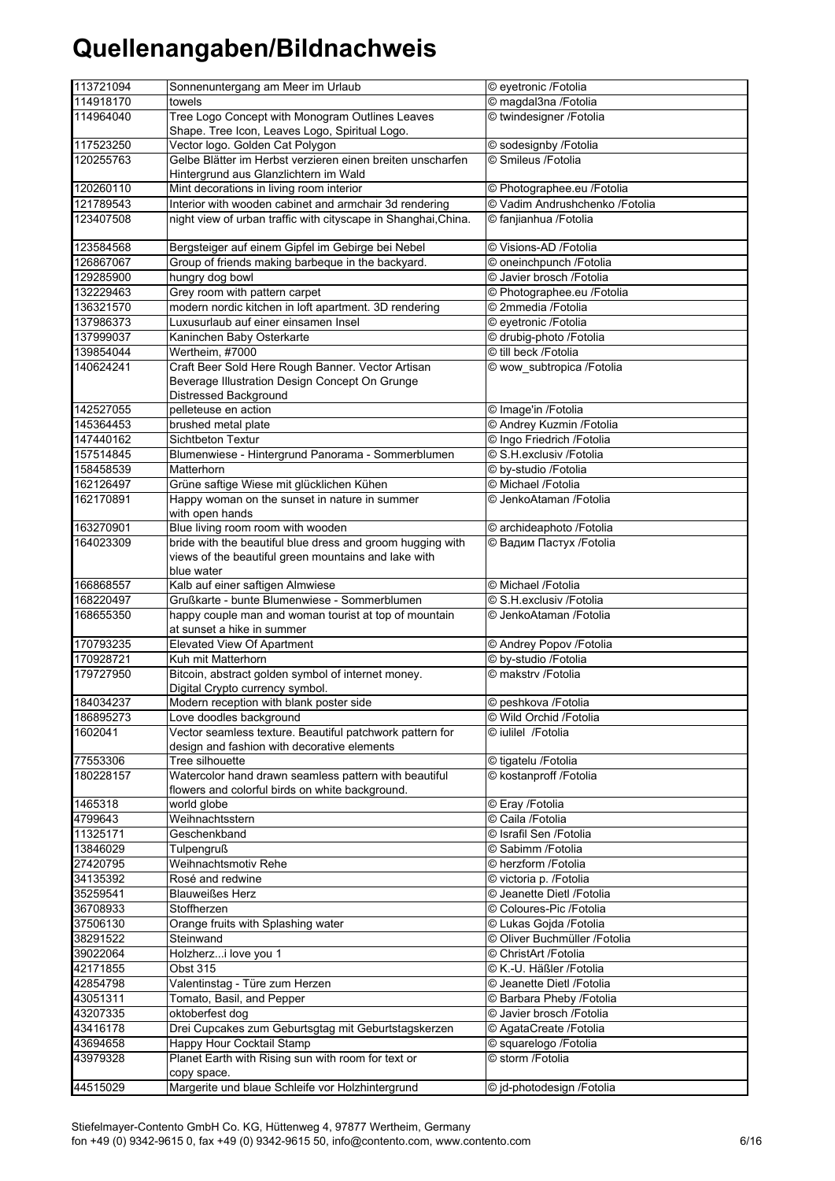# Quellenangaben/Bildnachweis

| | | |
|---|---|---|
| 113721094 | Sonnenuntergang am Meer im Urlaub | © eyetronic /Fotolia |
| 114918170 | towels | © magdal3na /Fotolia |
| 114964040 | Tree Logo Concept with Monogram Outlines Leaves Shape. Tree Icon, Leaves Logo, Spiritual Logo. | © twindesigner /Fotolia |
| 117523250 | Vector logo. Golden Cat Polygon | © sodesignby /Fotolia |
| 120255763 | Gelbe Blätter im Herbst verzieren einen breiten unscharfen Hintergrund aus Glanzlichtern im Wald | © Smileus /Fotolia |
| 120260110 | Mint decorations in living room interior | © Photographee.eu /Fotolia |
| 121789543 | Interior with wooden cabinet and armchair 3d rendering | © Vadim Andrushchenko /Fotolia |
| 123407508 | night view of urban traffic with cityscape in Shanghai,China. | © fanjianhua /Fotolia |
| 123584568 | Bergsteiger auf einem Gipfel im Gebirge bei Nebel | © Visions-AD /Fotolia |
| 126867067 | Group of friends making barbeque in the backyard. | © oneinchpunch /Fotolia |
| 129285900 | hungry dog bowl | © Javier brosch /Fotolia |
| 132229463 | Grey room with pattern carpet | © Photographee.eu /Fotolia |
| 136321570 | modern nordic kitchen in loft apartment. 3D rendering | © 2mmedia /Fotolia |
| 137986373 | Luxusurlaub auf einer einsamen Insel | © eyetronic /Fotolia |
| 137999037 | Kaninchen Baby Osterkarte | © drubig-photo /Fotolia |
| 139854044 | Wertheim, #7000 | © till beck /Fotolia |
| 140624241 | Craft Beer Sold Here Rough Banner. Vector Artisan Beverage Illustration Design Concept On Grunge Distressed Background | © wow_subtropica /Fotolia |
| 142527055 | pelleteuse en action | © Image'in /Fotolia |
| 145364453 | brushed metal plate | © Andrey Kuzmin /Fotolia |
| 147440162 | Sichtbeton Textur | © Ingo Friedrich /Fotolia |
| 157514845 | Blumenwiese - Hintergrund Panorama - Sommerblumen | © S.H.exclusiv /Fotolia |
| 158458539 | Matterhorn | © by-studio /Fotolia |
| 162126497 | Grüne saftige Wiese mit glücklichen Kühen | © Michael /Fotolia |
| 162170891 | Happy woman on the sunset in nature in summer with open hands | © JenkoAtaman /Fotolia |
| 163270901 | Blue living room room with wooden | © archideaphoto /Fotolia |
| 164023309 | bride with the beautiful blue dress and groom hugging with views of the beautiful green mountains and lake with blue water | © Вадим Пастух /Fotolia |
| 166868557 | Kalb auf einer saftigen Almwiese | © Michael /Fotolia |
| 168220497 | Grußkarte - bunte Blumenwiese - Sommerblumen | © S.H.exclusiv /Fotolia |
| 168655350 | happy couple man and woman tourist at top of mountain at sunset a hike in summer | © JenkoAtaman /Fotolia |
| 170793235 | Elevated View Of Apartment | © Andrey Popov /Fotolia |
| 170928721 | Kuh mit Matterhorn | © by-studio /Fotolia |
| 179727950 | Bitcoin, abstract golden symbol of internet money. Digital Crypto currency symbol. | © makstrv /Fotolia |
| 184034237 | Modern reception with blank poster side | © peshkova /Fotolia |
| 186895273 | Love doodles background | © Wild Orchid /Fotolia |
| 1602041 | Vector seamless texture. Beautiful patchwork pattern for design and fashion with decorative elements | © iulilel /Fotolia |
| 77553306 | Tree silhouette | © tigatelu /Fotolia |
| 180228157 | Watercolor hand drawn seamless pattern with beautiful flowers and colorful birds on white background. | © kostanproff /Fotolia |
| 1465318 | world globe | © Eray /Fotolia |
| 4799643 | Weihnachtsstern | © Caila /Fotolia |
| 11325171 | Geschenkband | © Israfil Sen /Fotolia |
| 13846029 | Tulpengruß | © Sabimm /Fotolia |
| 27420795 | Weihnachtsmotiv Rehe | © herzform /Fotolia |
| 34135392 | Rosé and redwine | © victoria p. /Fotolia |
| 35259541 | Blauweißes Herz | © Jeanette Dietl /Fotolia |
| 36708933 | Stoffherzen | © Coloures-Pic /Fotolia |
| 37506130 | Orange fruits with Splashing water | © Lukas Gojda /Fotolia |
| 38291522 | Steinwand | © Oliver Buchmüller /Fotolia |
| 39022064 | Holzherz...i love you 1 | © ChristArt /Fotolia |
| 42171855 | Obst 315 | © K.-U. Häßler /Fotolia |
| 42854798 | Valentinstag - Türe zum Herzen | © Jeanette Dietl /Fotolia |
| 43051311 | Tomato, Basil, and Pepper | © Barbara Pheby /Fotolia |
| 43207335 | oktoberfest dog | © Javier brosch /Fotolia |
| 43416178 | Drei Cupcakes zum Geburtsgtag mit Geburtstagskerzen | © AgataCreate /Fotolia |
| 43694658 | Happy Hour Cocktail Stamp | © squarelogo /Fotolia |
| 43979328 | Planet Earth with Rising sun with room for text or copy space. | © storm /Fotolia |
| 44515029 | Margerite und blaue Schleife vor Holzhintergrund | © jd-photodesign /Fotolia |

Stiefelmayer-Contento GmbH Co. KG, Hüttenweg 4, 97877 Wertheim, Germany
fon +49 (0) 9342-9615 0, fax +49 (0) 9342-9615 50, info@contento.com, www.contento.com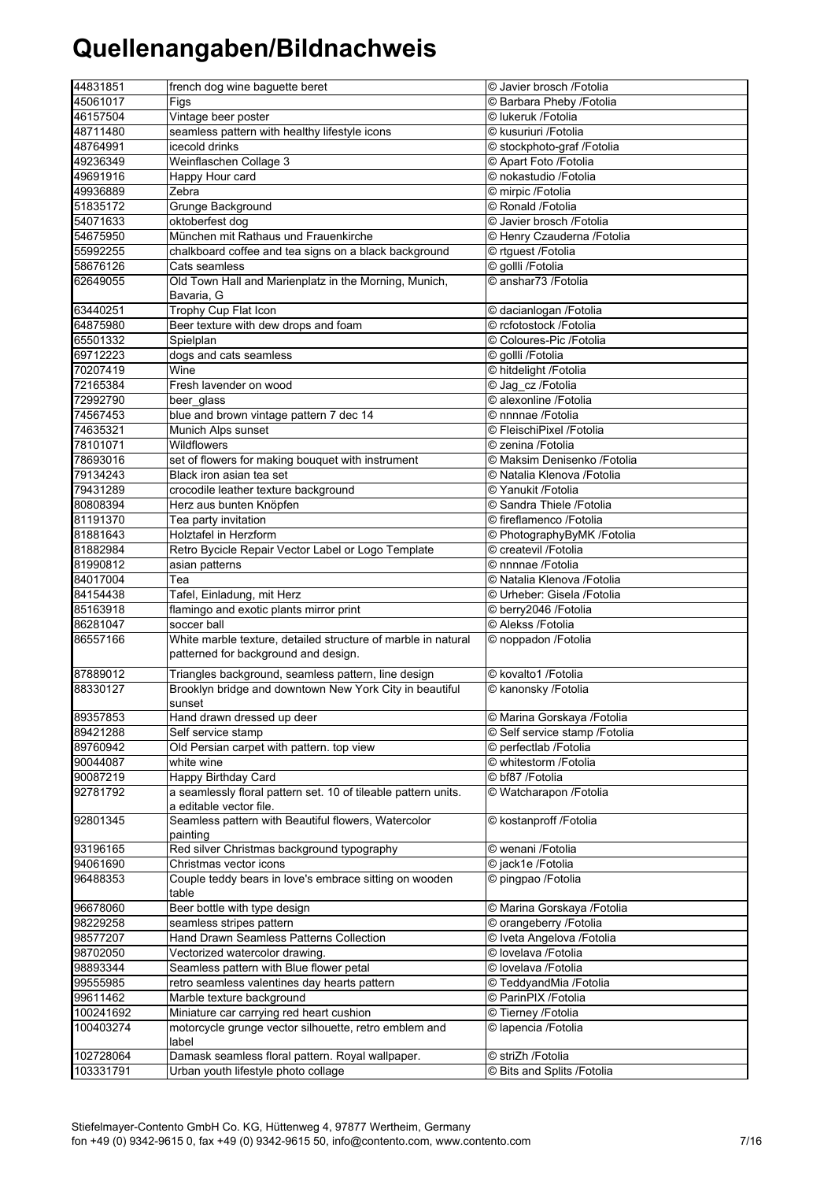# Quellenangaben/Bildnachweis

| | | |
|---|---|---|
| 44831851 | french dog wine baguette beret | © Javier brosch /Fotolia |
| 45061017 | Figs | © Barbara Pheby /Fotolia |
| 46157504 | Vintage beer poster | © lukeruk /Fotolia |
| 48711480 | seamless pattern with healthy lifestyle icons | © kusuriuri /Fotolia |
| 48764991 | icecold drinks | © stockphoto-graf /Fotolia |
| 49236349 | Weinflaschen Collage 3 | © Apart Foto /Fotolia |
| 49691916 | Happy Hour card | © nokastudio /Fotolia |
| 49936889 | Zebra | © mirpic /Fotolia |
| 51835172 | Grunge Background | © Ronald /Fotolia |
| 54071633 | oktoberfest dog | © Javier brosch /Fotolia |
| 54675950 | München mit Rathaus und Frauenkirche | © Henry Czauderna /Fotolia |
| 55992255 | chalkboard coffee and tea signs on a black background | © rtguest /Fotolia |
| 58676126 | Cats seamless | © gollli /Fotolia |
| 62649055 | Old Town Hall and Marienplatz in the Morning, Munich, Bavaria, G | © anshar73 /Fotolia |
| 63440251 | Trophy Cup Flat Icon | © dacianlogan /Fotolia |
| 64875980 | Beer texture with dew drops and foam | © rcfotostock /Fotolia |
| 65501332 | Spielplan | © Coloures-Pic /Fotolia |
| 69712223 | dogs and cats seamless | © gollli /Fotolia |
| 70207419 | Wine | © hitdelight /Fotolia |
| 72165384 | Fresh lavender on wood | © Jag_cz /Fotolia |
| 72992790 | beer_glass | © alexonline /Fotolia |
| 74567453 | blue and brown vintage pattern 7 dec 14 | © nnnnae /Fotolia |
| 74635321 | Munich Alps sunset | © FleischiPixel /Fotolia |
| 78101071 | Wildflowers | © zenina /Fotolia |
| 78693016 | set of flowers for making bouquet with instrument | © Maksim Denisenko /Fotolia |
| 79134243 | Black iron asian tea set | © Natalia Klenova /Fotolia |
| 79431289 | crocodile leather texture background | © Yanukit /Fotolia |
| 80808394 | Herz aus bunten Knöpfen | © Sandra Thiele /Fotolia |
| 81191370 | Tea party invitation | © fireflamenco /Fotolia |
| 81881643 | Holztafel in Herzform | © PhotographyByMK /Fotolia |
| 81882984 | Retro Bycicle Repair Vector Label or Logo Template | © createvil /Fotolia |
| 81990812 | asian patterns | © nnnnae /Fotolia |
| 84017004 | Tea | © Natalia Klenova /Fotolia |
| 84154438 | Tafel, Einladung, mit Herz | © Urheber: Gisela /Fotolia |
| 85163918 | flamingo and exotic plants mirror print | © berry2046 /Fotolia |
| 86281047 | soccer ball | © Alekss /Fotolia |
| 86557166 | White marble texture, detailed structure of marble in natural patterned for background and design. | © noppadon /Fotolia |
| 87889012 | Triangles background, seamless pattern, line design | © kovalto1 /Fotolia |
| 88330127 | Brooklyn bridge and downtown New York City in beautiful sunset | © kanonsky /Fotolia |
| 89357853 | Hand drawn dressed up deer | © Marina Gorskaya /Fotolia |
| 89421288 | Self service stamp | © Self service stamp /Fotolia |
| 89760942 | Old Persian carpet with pattern. top view | © perfectlab /Fotolia |
| 90044087 | white wine | © whitestorm /Fotolia |
| 90087219 | Happy Birthday Card | © bf87 /Fotolia |
| 92781792 | a seamlessly floral pattern set. 10 of tileable pattern units. a editable vector file. | © Watcharapon /Fotolia |
| 92801345 | Seamless pattern with Beautiful flowers, Watercolor painting | © kostanproff /Fotolia |
| 93196165 | Red silver Christmas background typography | © wenani /Fotolia |
| 94061690 | Christmas vector icons | © jack1e /Fotolia |
| 96488353 | Couple teddy bears in love's embrace sitting on wooden table | © pingpao /Fotolia |
| 96678060 | Beer bottle with type design | © Marina Gorskaya /Fotolia |
| 98229258 | seamless stripes pattern | © orangeberry /Fotolia |
| 98577207 | Hand Drawn Seamless Patterns Collection | © Iveta Angelova /Fotolia |
| 98702050 | Vectorized watercolor drawing. | © lovelava /Fotolia |
| 98893344 | Seamless pattern with Blue flower petal | © lovelava /Fotolia |
| 99555985 | retro seamless valentines day hearts pattern | © TeddyandMia /Fotolia |
| 99611462 | Marble texture background | © ParinPIX /Fotolia |
| 100241692 | Miniature car carrying red heart cushion | © Tierney /Fotolia |
| 100403274 | motorcycle grunge vector silhouette, retro emblem and label | © lapencia /Fotolia |
| 102728064 | Damask seamless floral pattern. Royal wallpaper. | © striZh /Fotolia |
| 103331791 | Urban youth lifestyle photo collage | © Bits and Splits /Fotolia |

Stiefelmayer-Contento GmbH Co. KG, Hüttenweg 4, 97877 Wertheim, Germany
fon +49 (0) 9342-9615 0, fax +49 (0) 9342-9615 50, info@contento.com, www.contento.com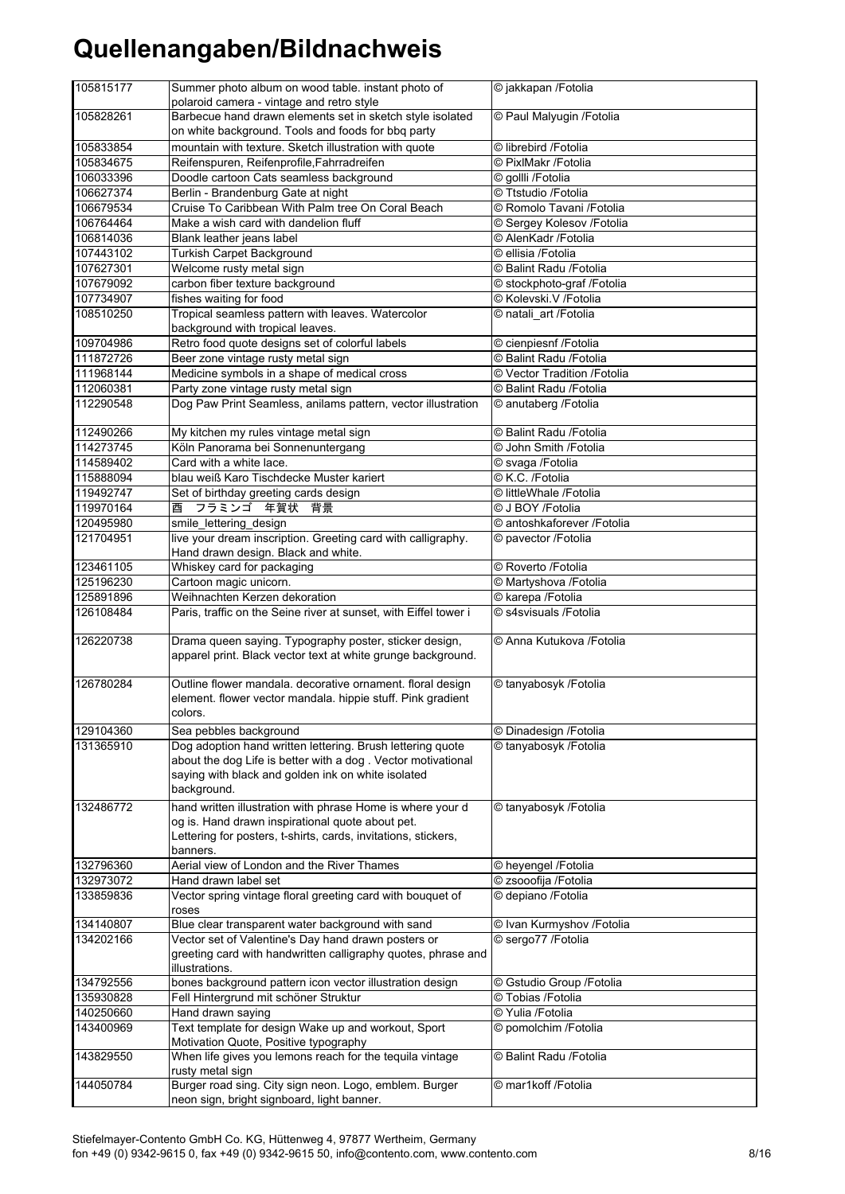# Quellenangaben/Bildnachweis

| | | |
|---|---|---|
| 105815177 | Summer photo album on wood table. instant photo of polaroid camera - vintage and retro style | © jakkapan /Fotolia |
| 105828261 | Barbecue hand drawn elements set in sketch style isolated on white background. Tools and foods for bbq party | © Paul Malyugin /Fotolia |
| 105833854 | mountain with texture. Sketch illustration with quote | © librebird /Fotolia |
| 105834675 | Reifenspuren, Reifenprofile,Fahrradreifen | © PixlMakr /Fotolia |
| 106033396 | Doodle cartoon Cats seamless background | © gollli /Fotolia |
| 106627374 | Berlin - Brandenburg Gate at night | © Ttstudio /Fotolia |
| 106679534 | Cruise To Caribbean With Palm tree On Coral Beach | © Romolo Tavani /Fotolia |
| 106764464 | Make a wish card with dandelion fluff | © Sergey Kolesov /Fotolia |
| 106814036 | Blank leather jeans label | © AlenKadr /Fotolia |
| 107443102 | Turkish Carpet Background | © ellisia /Fotolia |
| 107627301 | Welcome rusty metal sign | © Balint Radu /Fotolia |
| 107679092 | carbon fiber texture background | © stockphoto-graf /Fotolia |
| 107734907 | fishes waiting for food | © Kolevski.V /Fotolia |
| 108510250 | Tropical seamless pattern with leaves. Watercolor background with tropical leaves. | © natali_art /Fotolia |
| 109704986 | Retro food quote designs set of colorful labels | © cienpiesnf /Fotolia |
| 111872726 | Beer zone vintage rusty metal sign | © Balint Radu /Fotolia |
| 111968144 | Medicine symbols in a shape of medical cross | © Vector Tradition /Fotolia |
| 112060381 | Party zone vintage rusty metal sign | © Balint Radu /Fotolia |
| 112290548 | Dog Paw Print Seamless, anilams pattern, vector illustration | © anutaberg /Fotolia |
| 112490266 | My kitchen my rules vintage metal sign | © Balint Radu /Fotolia |
| 114273745 | Köln Panorama bei Sonnenuntergang | © John Smith /Fotolia |
| 114589402 | Card with a white lace. | © svaga /Fotolia |
| 115888094 | blau weiß Karo Tischdecke Muster kariert | © K.C. /Fotolia |
| 119492747 | Set of birthday greeting cards design | © littleWhale /Fotolia |
| 119970164 | 酉　フラミンゴ　年賀状　背景 | © J BOY /Fotolia |
| 120495980 | smile_lettering_design | © antoshkaforever /Fotolia |
| 121704951 | live your dream inscription. Greeting card with calligraphy. Hand drawn design. Black and white. | © pavector /Fotolia |
| 123461105 | Whiskey card for packaging | © Roverto /Fotolia |
| 125196230 | Cartoon magic unicorn. | © Martyshova /Fotolia |
| 125891896 | Weihnachten Kerzen dekoration | © karepa /Fotolia |
| 126108484 | Paris, traffic on the Seine river at sunset, with Eiffel tower i | © s4svisuals /Fotolia |
| 126220738 | Drama queen saying. Typography poster, sticker design, apparel print. Black vector text at white grunge background. | © Anna Kutukova /Fotolia |
| 126780284 | Outline flower mandala. decorative ornament. floral design element. flower vector mandala. hippie stuff. Pink gradient colors. | © tanyabosyk /Fotolia |
| 129104360 | Sea pebbles background | © Dinadesign /Fotolia |
| 131365910 | Dog adoption hand written lettering. Brush lettering quote about the dog Life is better with a dog . Vector motivational saying with black and golden ink on white isolated background. | © tanyabosyk /Fotolia |
| 132486772 | hand written illustration with phrase Home is where your d og is. Hand drawn inspirational quote about pet. Lettering for posters, t-shirts, cards, invitations, stickers, banners. | © tanyabosyk /Fotolia |
| 132796360 | Aerial view of London and the River Thames | © heyengel /Fotolia |
| 132973072 | Hand drawn label set | © zsooofija /Fotolia |
| 133859836 | Vector spring vintage floral greeting card with bouquet of roses | © depiano /Fotolia |
| 134140807 | Blue clear transparent water background with sand | © Ivan Kurmyshov /Fotolia |
| 134202166 | Vector set of Valentine's Day hand drawn posters or greeting card with handwritten calligraphy quotes, phrase and illustrations. | © sergo77 /Fotolia |
| 134792556 | bones background pattern icon vector illustration design | © Gstudio Group /Fotolia |
| 135930828 | Fell Hintergrund mit schöner Struktur | © Tobias /Fotolia |
| 140250660 | Hand drawn saying | © Yulia /Fotolia |
| 143400969 | Text template for design Wake up and workout, Sport Motivation Quote, Positive typography | © pomolchim /Fotolia |
| 143829550 | When life gives you lemons reach for the tequila vintage rusty metal sign | © Balint Radu /Fotolia |
| 144050784 | Burger road sing. City sign neon. Logo, emblem. Burger neon sign, bright signboard, light banner. | © mar1koff /Fotolia |

Stiefelmayer-Contento GmbH Co. KG, Hüttenweg 4, 97877 Wertheim, Germany
fon +49 (0) 9342-9615 0, fax +49 (0) 9342-9615 50, info@contento.com, www.contento.com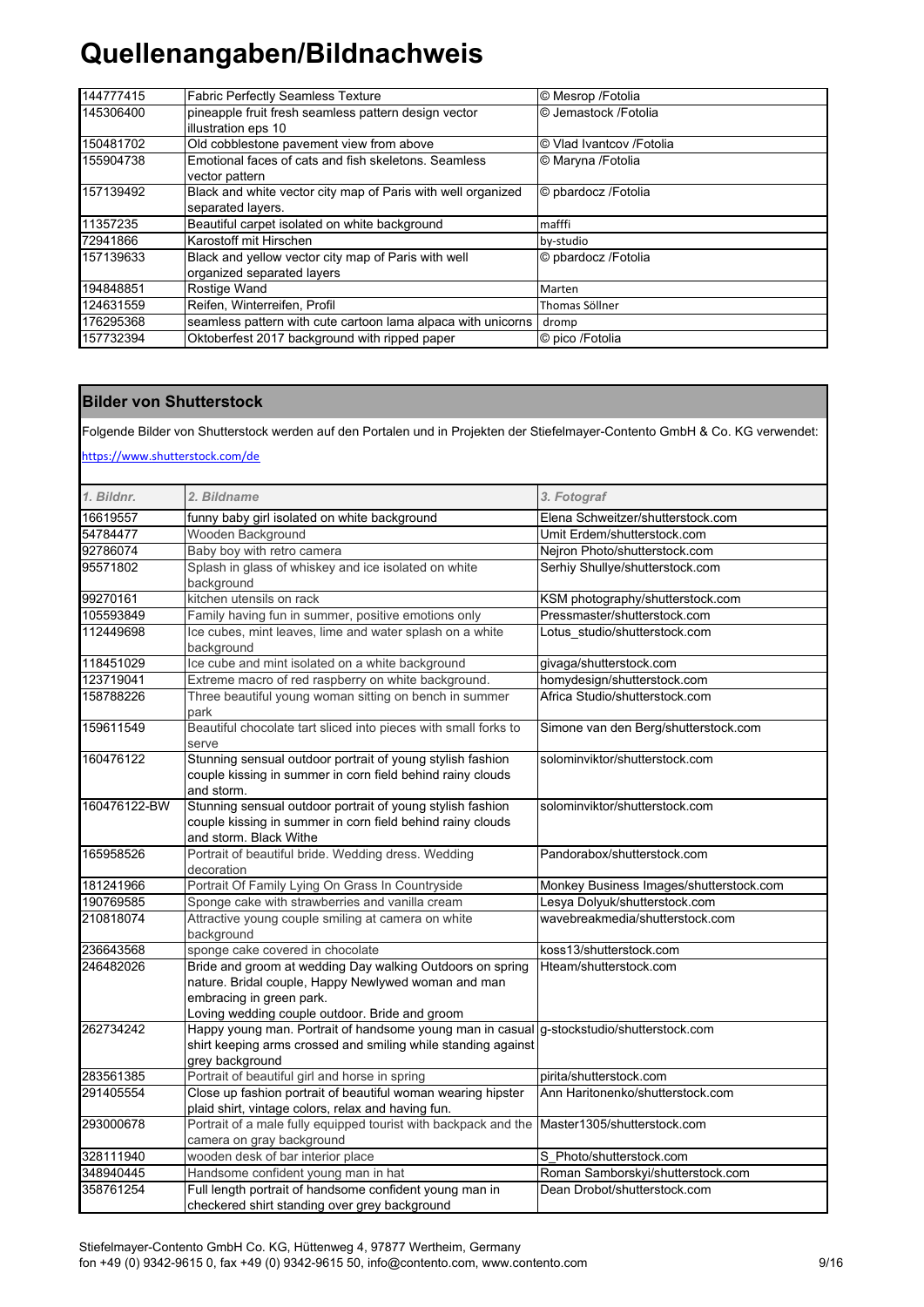# Quellenangaben/Bildnachweis

| | | |
|---|---|---|
| 144777415 | Fabric Perfectly Seamless Texture | © Mesrop /Fotolia |
| 145306400 | pineapple fruit fresh seamless pattern design vector illustration eps 10 | © Jemastock /Fotolia |
| 150481702 | Old cobblestone pavement view from above | © Vlad Ivantcov /Fotolia |
| 155904738 | Emotional faces of cats and fish skeletons. Seamless vector pattern | © Maryna /Fotolia |
| 157139492 | Black and white vector city map of Paris with well organized separated layers. | © pbardocz /Fotolia |
| 11357235 | Beautiful carpet isolated on white background | mafffi |
| 72941866 | Karostoff mit Hirschen | by-studio |
| 157139633 | Black and yellow vector city map of Paris with well organized separated layers | © pbardocz /Fotolia |
| 194848851 | Rostige Wand | Marten |
| 124631559 | Reifen, Winterreifen, Profil | Thomas Söllner |
| 176295368 | seamless pattern with cute cartoon lama alpaca with unicorns | dromp |
| 157732394 | Oktoberfest 2017 background with ripped paper | © pico /Fotolia |

## Bilder von Shutterstock

Folgende Bilder von Shutterstock werden auf den Portalen und in Projekten der Stiefelmayer-Contento GmbH & Co. KG verwendet:

https://www.shutterstock.com/de

| *1. Bildnr.* | *2. Bildname* | *3. Fotograf* |
|---|---|---|
| 16619557 | funny baby girl isolated on white background | Elena Schweitzer/shutterstock.com |
| 54784477 | Wooden Background | Umit Erdem/shutterstock.com |
| 92786074 | Baby boy with retro camera | Nejron Photo/shutterstock.com |
| 95571802 | Splash in glass of whiskey and ice isolated on white background | Serhiy Shullye/shutterstock.com |
| 99270161 | kitchen utensils on rack | KSM photography/shutterstock.com |
| 105593849 | Family having fun in summer, positive emotions only | Pressmaster/shutterstock.com |
| 112449698 | Ice cubes, mint leaves, lime and water splash on a white background | Lotus_studio/shutterstock.com |
| 118451029 | Ice cube and mint isolated on a white background | givaga/shutterstock.com |
| 123719041 | Extreme macro of red raspberry on white background. | homydesign/shutterstock.com |
| 158788226 | Three beautiful young woman sitting on bench in summer park | Africa Studio/shutterstock.com |
| 159611549 | Beautiful chocolate tart sliced into pieces with small forks to serve | Simone van den Berg/shutterstock.com |
| 160476122 | Stunning sensual outdoor portrait of young stylish fashion couple kissing in summer in corn field behind rainy clouds and storm. | solominviktor/shutterstock.com |
| 160476122-BW | Stunning sensual outdoor portrait of young stylish fashion couple kissing in summer in corn field behind rainy clouds and storm. Black Withe | solominviktor/shutterstock.com |
| 165958526 | Portrait of beautiful bride. Wedding dress. Wedding decoration | Pandorabox/shutterstock.com |
| 181241966 | Portrait Of Family Lying On Grass In Countryside | Monkey Business Images/shutterstock.com |
| 190769585 | Sponge cake with strawberries and vanilla cream | Lesya Dolyuk/shutterstock.com |
| 210818074 | Attractive young couple smiling at camera on white background | wavebreakmedia/shutterstock.com |
| 236643568 | sponge cake covered in chocolate | koss13/shutterstock.com |
| 246482026 | Bride and groom at wedding Day walking Outdoors on spring nature. Bridal couple, Happy Newlywed woman and man embracing in green park. Loving wedding couple outdoor. Bride and groom | Hteam/shutterstock.com |
| 262734242 | Happy young man. Portrait of handsome young man in casual shirt keeping arms crossed and smiling while standing against grey background | g-stockstudio/shutterstock.com |
| 283561385 | Portrait of beautiful girl and horse in spring | pirita/shutterstock.com |
| 291405554 | Close up fashion portrait of beautiful woman wearing hipster plaid shirt, vintage colors, relax and having fun. | Ann Haritonenko/shutterstock.com |
| 293000678 | Portrait of a male fully equipped tourist with backpack and the camera on gray background | Master1305/shutterstock.com |
| 328111940 | wooden desk of bar interior place | S_Photo/shutterstock.com |
| 348940445 | Handsome confident young man in hat | Roman Samborskyi/shutterstock.com |
| 358761254 | Full length portrait of handsome confident young man in checkered shirt standing over grey background | Dean Drobot/shutterstock.com |

Stiefelmayer-Contento GmbH Co. KG, Hüttenweg 4, 97877 Wertheim, Germany
fon +49 (0) 9342-9615 0, fax +49 (0) 9342-9615 50, info@contento.com, www.contento.com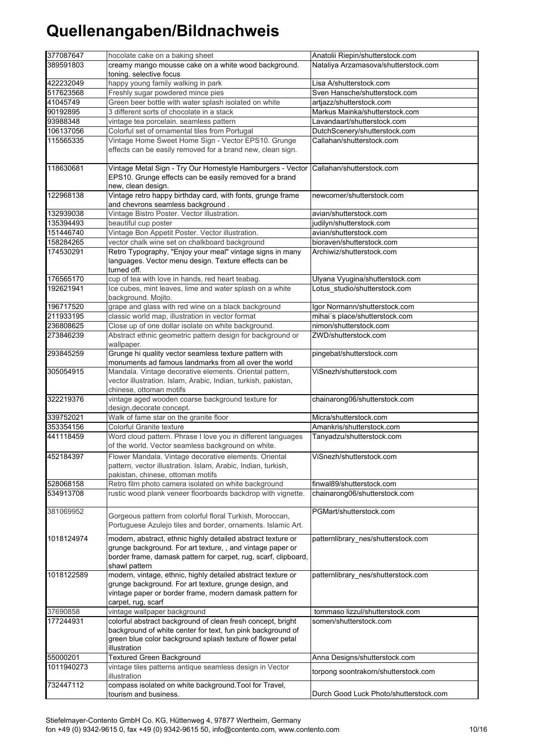# Quellenangaben/Bildnachweis

| | | |
|---|---|---|
| 377087647 | hocolate cake on a baking sheet | Anatolii Riepin/shutterstock.com |
| 389591803 | creamy mango mousse cake on a white wood background. toning. selective focus | Nataliya Arzamasova/shutterstock.com |
| 422232049 | happy young family walking in park | Lisa A/shutterstock.com |
| 517623568 | Freshly sugar powdered mince pies | Sven Hansche/shutterstock.com |
| 41045749 | Green beer bottle with water splash isolated on white | artjazz/shutterstock.com |
| 90192895 | 3 different sorts of chocolate in a stack | Markus Mainka/shutterstock.com |
| 93988348 | vintage tea porcelain. seamless pattern | Lavandaart/shutterstock.com |
| 106137056 | Colorful set of ornamental tiles from Portugal | DutchScenery/shutterstock.com |
| 115565335 | Vintage Home Sweet Home Sign - Vector EPS10. Grunge effects can be easily removed for a brand new, clean sign. | Callahan/shutterstock.com |
| 118630681 | Vintage Metal Sign - Try Our Homestyle Hamburgers - Vector EPS10. Grunge effects can be easily removed for a brand new, clean design. | Callahan/shutterstock.com |
| 122968138 | Vintage retro happy birthday card, with fonts, grunge frame and chevrons seamless background . | newcorner/shutterstock.com |
| 132939038 | Vintage Bistro Poster. Vector illustration. | avian/shutterstock.com |
| 135394493 | beautiful cup poster | judilyn/shutterstock.com |
| 151446740 | Vintage Bon Appetit Poster. Vector illustration. | avian/shutterstock.com |
| 158284265 | vector chalk wine set on chalkboard background | bioraven/shutterstock.com |
| 174530291 | Retro Typography, "Enjoy your meal" vintage signs in many languages. Vector menu design. Texture effects can be turned off. | Archiwiz/shutterstock.com |
| 176565170 | cup of tea with love in hands, red heart teabag. | Ulyana Vyugina/shutterstock.com |
| 192621941 | Ice cubes, mint leaves, lime and water splash on a white background. Mojito. | Lotus_studio/shutterstock.com |
| 196717520 | grape and glass with red wine on a black background | Igor Normann/shutterstock.com |
| 211933195 | classic world map, illustration in vector format | mihai´s place/shutterstock.com |
| 236808625 | Close up of one dollar isolate on white background. | nimon/shutterstock.com |
| 273846239 | Abstract ethnic geometric pattern design for background or wallpaper. | ZWD/shutterstock.com |
| 293845259 | Grunge hi quality vector seamless texture pattern with monuments ad famous landmarks from all over the world | pingebat/shutterstock.com |
| 305054915 | Mandala. Vintage decorative elements. Oriental pattern, vector illustration. Islam, Arabic, Indian, turkish, pakistan, chinese, ottoman motifs | ViSnezh/shutterstock.com |
| 322219376 | vintage aged wooden coarse background texture for design,decorate concept. | chainarong06/shutterstock.com |
| 339752021 | Walk of fame star on the granite floor | Micra/shutterstock.com |
| 353354156 | Colorful Granite texture | Amankris/shutterstock.com |
| 441118459 | Word cloud pattern. Phrase I love you in different languages of the world. Vector seamless background on white. | Tanyadzu/shutterstock.com |
| 452184397 | Flower Mandala. Vintage decorative elements. Oriental pattern, vector illustration. Islam, Arabic, Indian, turkish, pakistan, chinese, ottoman motifs | ViSnezh/shutterstock.com |
| 528068158 | Retro film photo camera isolated on white background | finwal89/shutterstock.com |
| 534913708 | rustic wood plank veneer floorboards backdrop with vignette. | chainarong06/shutterstock.com |
| 381069952 | Gorgeous pattern from colorful floral Turkish, Moroccan, Portuguese Azulejo tiles and border, ornaments. Islamic Art. | PGMart/shutterstock.com |
| 1018124974 | modern, abstract, ethnic highly detailed abstract texture or grunge background. For art texture, , and vintage paper or border frame, damask pattern for carpet, rug, scarf, clipboard, shawl pattern | patternlibrary_nes/shutterstock.com |
| 1018122589 | modern, vintage, ethnic, highly detailed abstract texture or grunge background. For art texture, grunge design, and vintage paper or border frame, modern damask pattern for carpet, rug, scarf | patternlibrary_nes/shutterstock.com |
| 37690858 | vintage wallpaper background | tommaso lizzul/shutterstock.com |
| 177244931 | colorful abstract background of clean fresh concept, bright background of white center for text, fun pink background of green blue color background splash texture of flower petal illustration | somen/shutterstock.com |
| 55000201 | Textured Green Background | Anna Designs/shutterstock.com |
| 1011940273 | vintage tiles patterns antique seamless design in Vector illustration | torpong soontrakorn/shutterstock.com |
| 732447112 | compass isolated on white background.Tool for Travel, tourism and business. | Durch Good Luck Photo/shutterstock.com |

Stiefelmayer-Contento GmbH Co. KG, Hüttenweg 4, 97877 Wertheim, Germany
fon +49 (0) 9342-9615 0, fax +49 (0) 9342-9615 50, info@contento.com, www.contento.com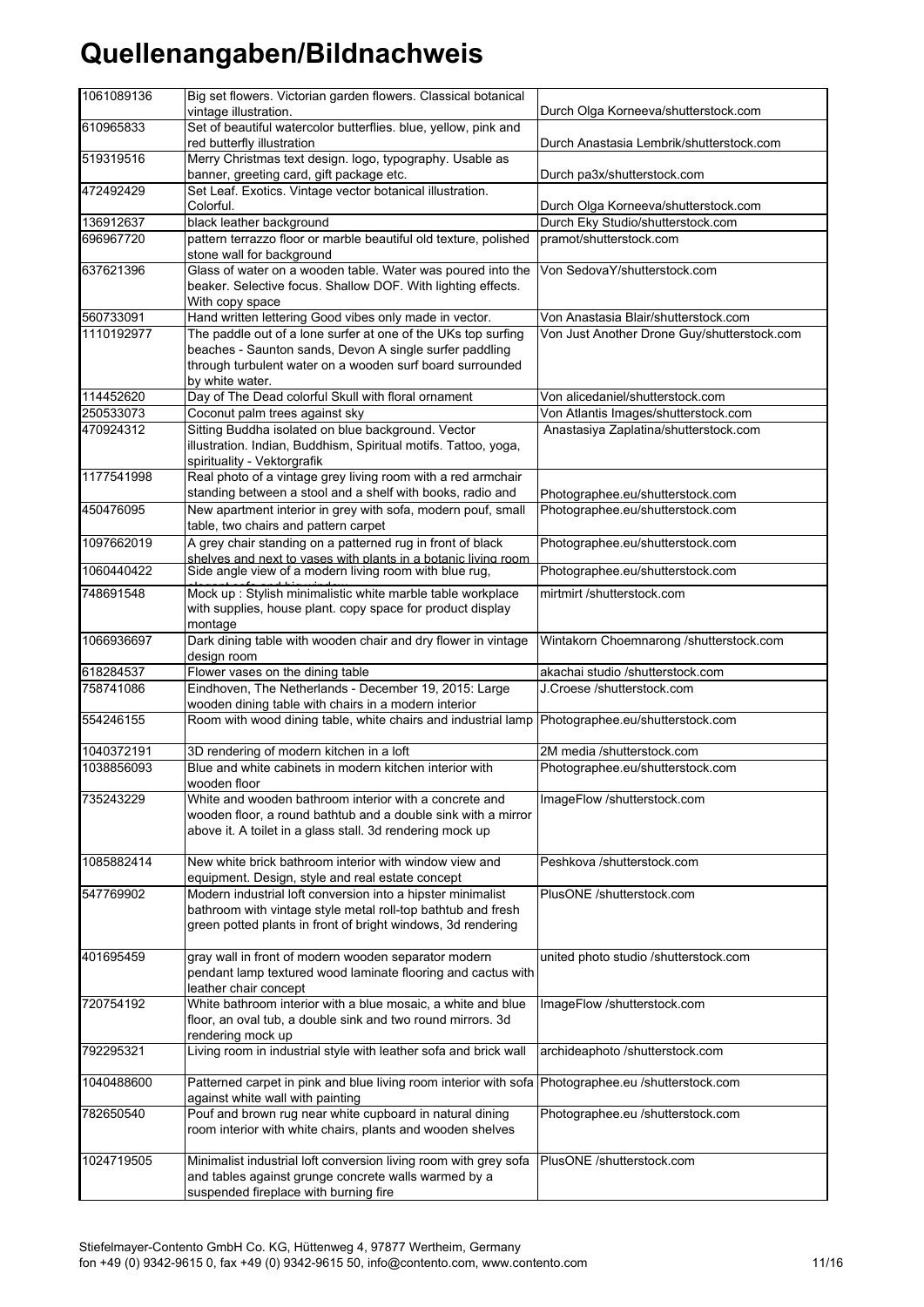# Quellenangaben/Bildnachweis

| | | |
|---|---|---|
| 1061089136 | Big set flowers. Victorian garden flowers. Classical botanical vintage illustration. | Durch Olga Korneeva/shutterstock.com |
| 610965833 | Set of beautiful watercolor butterflies. blue, yellow, pink and red butterfly illustration | Durch Anastasia Lembrik/shutterstock.com |
| 519319516 | Merry Christmas text design. logo, typography. Usable as banner, greeting card, gift package etc. | Durch pa3x/shutterstock.com |
| 472492429 | Set Leaf. Exotics. Vintage vector botanical illustration. Colorful. | Durch Olga Korneeva/shutterstock.com |
| 136912637 | black leather background | Durch Eky Studio/shutterstock.com |
| 696967720 | pattern terrazzo floor or marble beautiful old texture, polished stone wall for background | pramot/shutterstock.com |
| 637621396 | Glass of water on a wooden table. Water was poured into the beaker. Selective focus. Shallow DOF. With lighting effects. With copy space | Von SedovaY/shutterstock.com |
| 560733091 | Hand written lettering Good vibes only made in vector. | Von Anastasia Blair/shutterstock.com |
| 1110192977 | The paddle out of a lone surfer at one of the UKs top surfing beaches - Saunton sands, Devon A single surfer paddling through turbulent water on a wooden surf board surrounded by white water. | Von Just Another Drone Guy/shutterstock.com |
| 114452620 | Day of The Dead colorful Skull with floral ornament | Von alicedaniel/shutterstock.com |
| 250533073 | Coconut palm trees against sky | Von Atlantis Images/shutterstock.com |
| 470924312 | Sitting Buddha isolated on blue background. Vector illustration. Indian, Buddhism, Spiritual motifs. Tattoo, yoga, spirituality - Vektorgrafik | Anastasiya Zaplatina/shutterstock.com |
| 1177541998 | Real photo of a vintage grey living room with a red armchair standing between a stool and a shelf with books, radio and | Photographee.eu/shutterstock.com |
| 450476095 | New apartment interior in grey with sofa, modern pouf, small table, two chairs and pattern carpet | Photographee.eu/shutterstock.com |
| 1097662019 | A grey chair standing on a patterned rug in front of black shelves and next to vases with plants in a botanic living room | Photographee.eu/shutterstock.com |
| 1060440422 | Side angle view of a modern living room with blue rug, | Photographee.eu/shutterstock.com |
| 748691548 | Mock up : Stylish minimalistic white marble table workplace with supplies, house plant. copy space for product display montage | mirtmirt /shutterstock.com |
| 1066936697 | Dark dining table with wooden chair and dry flower in vintage design room | Wintakorn Choemnarong /shutterstock.com |
| 618284537 | Flower vases on the dining table | akachai studio /shutterstock.com |
| 758741086 | Eindhoven, The Netherlands - December 19, 2015: Large wooden dining table with chairs in a modern interior | J.Croese /shutterstock.com |
| 554246155 | Room with wood dining table, white chairs and industrial lamp | Photographee.eu/shutterstock.com |
| 1040372191 | 3D rendering of modern kitchen in a loft | 2M media /shutterstock.com |
| 1038856093 | Blue and white cabinets in modern kitchen interior with wooden floor | Photographee.eu/shutterstock.com |
| 735243229 | White and wooden bathroom interior with a concrete and wooden floor, a round bathtub and a double sink with a mirror above it. A toilet in a glass stall. 3d rendering mock up | ImageFlow /shutterstock.com |
| 1085882414 | New white brick bathroom interior with window view and equipment. Design, style and real estate concept | Peshkova /shutterstock.com |
| 547769902 | Modern industrial loft conversion into a hipster minimalist bathroom with vintage style metal roll-top bathtub and fresh green potted plants in front of bright windows, 3d rendering | PlusONE /shutterstock.com |
| 401695459 | gray wall in front of modern wooden separator modern pendant lamp textured wood laminate flooring and cactus with leather chair concept | united photo studio /shutterstock.com |
| 720754192 | White bathroom interior with a blue mosaic, a white and blue floor, an oval tub, a double sink and two round mirrors. 3d rendering mock up | ImageFlow /shutterstock.com |
| 792295321 | Living room in industrial style with leather sofa and brick wall | archideaphoto /shutterstock.com |
| 1040488600 | Patterned carpet in pink and blue living room interior with sofa against white wall with painting | Photographee.eu /shutterstock.com |
| 782650540 | Pouf and brown rug near white cupboard in natural dining room interior with white chairs, plants and wooden shelves | Photographee.eu /shutterstock.com |
| 1024719505 | Minimalist industrial loft conversion living room with grey sofa and tables against grunge concrete walls warmed by a suspended fireplace with burning fire | PlusONE /shutterstock.com |

Stiefelmayer-Contento GmbH Co. KG, Hüttenweg 4, 97877 Wertheim, Germany
fon +49 (0) 9342-9615 0, fax +49 (0) 9342-9615 50, info@contento.com, www.contento.com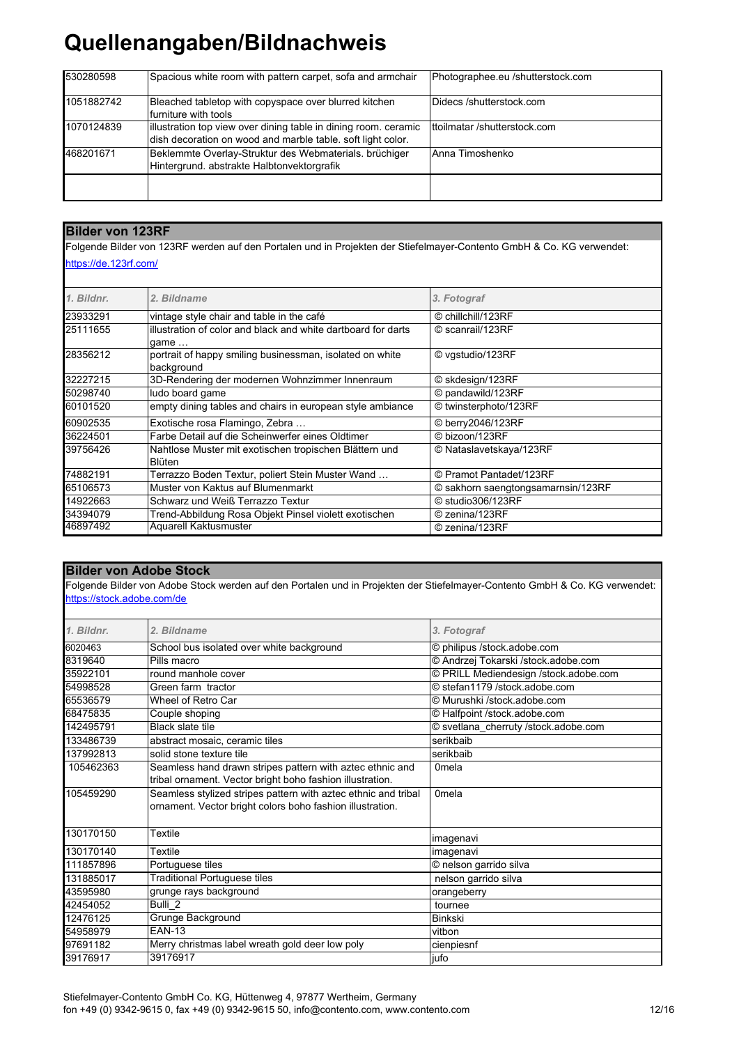# Quellenangaben/Bildnachweis

| | | |
|---|---|---|
| 530280598 | Spacious white room with pattern carpet, sofa and armchair | Photographee.eu /shutterstock.com |
| 1051882742 | Bleached tabletop with copyspace over blurred kitchen furniture with tools | Didecs /shutterstock.com |
| 1070124839 | illustration top view over dining table in dining room. ceramic dish decoration on wood and marble table. soft light color. | ttoilmatar /shutterstock.com |
| 468201671 | Beklemmte Overlay-Struktur des Webmaterials. brüchiger Hintergrund. abstrakte Halbtonvektorgrafik | Anna Timoshenko |
| | | |

## Bilder von 123RF

Folgende Bilder von 123RF werden auf den Portalen und in Projekten der Stiefelmayer-Contento GmbH & Co. KG verwendet:
https://de.123rf.com/

| *1. Bildnr.* | *2. Bildname* | *3. Fotograf* |
|---|---|---|
| 23933291 | vintage style chair and table in the café | © chillchill/123RF |
| 25111655 | illustration of color and black and white dartboard for darts game … | © scanrail/123RF |
| 28356212 | portrait of happy smiling businessman, isolated on white background | © vgstudio/123RF |
| 32227215 | 3D-Rendering der modernen Wohnzimmer Innenraum | © skdesign/123RF |
| 50298740 | ludo board game | © pandawild/123RF |
| 60101520 | empty dining tables and chairs in european style ambiance | © twinsterphoto/123RF |
| 60902535 | Exotische rosa Flamingo, Zebra … | © berry2046/123RF |
| 36224501 | Farbe Detail auf die Scheinwerfer eines Oldtimer | © bizoon/123RF |
| 39756426 | Nahtlose Muster mit exotischen tropischen Blättern und Blüten | © Nataslavetskaya/123RF |
| 74882191 | Terrazzo Boden Textur, poliert Stein Muster Wand … | © Pramot Pantadet/123RF |
| 65106573 | Muster von Kaktus auf Blumenmarkt | © sakhorn saengtongsamarnsin/123RF |
| 14922663 | Schwarz und Weiß Terrazzo Textur | © studio306/123RF |
| 34394079 | Trend-Abbildung Rosa Objekt Pinsel violett exotischen | © zenina/123RF |
| 46897492 | Aquarell Kaktusmuster | © zenina/123RF |

## Bilder von Adobe Stock

Folgende Bilder von Adobe Stock werden auf den Portalen und in Projekten der Stiefelmayer-Contento GmbH & Co. KG verwendet:
https://stock.adobe.com/de

| *1. Bildnr.* | *2. Bildname* | *3. Fotograf* |
|---|---|---|
| 6020463 | School bus isolated over white background | © philipus /stock.adobe.com |
| 8319640 | Pills macro | © Andrzej Tokarski /stock.adobe.com |
| 35922101 | round manhole cover | © PRILL Mediendesign /stock.adobe.com |
| 54998528 | Green farm tractor | © stefan1179 /stock.adobe.com |
| 65536579 | Wheel of Retro Car | © Murushki /stock.adobe.com |
| 68475835 | Couple shoping | © Halfpoint /stock.adobe.com |
| 142495791 | Black slate tile | © svetlana_cherruty /stock.adobe.com |
| 133486739 | abstract mosaic, ceramic tiles | serikbaib |
| 137992813 | solid stone texture tile | serikbaib |
| 105462363 | Seamless hand drawn stripes pattern with aztec ethnic and tribal ornament. Vector bright boho fashion illustration. | 0mela |
| 105459290 | Seamless stylized stripes pattern with aztec ethnic and tribal ornament. Vector bright colors boho fashion illustration. | 0mela |
| 130170150 | Textile | imagenavi |
| 130170140 | Textile | imagenavi |
| 111857896 | Portuguese tiles | © nelson garrido silva |
| 131885017 | Traditional Portuguese tiles | nelson garrido silva |
| 43595980 | grunge rays background | orangeberry |
| 42454052 | Bulli_2 | tournee |
| 12476125 | Grunge Background | Binkski |
| 54958979 | EAN-13 | vitbon |
| 97691182 | Merry christmas label wreath gold deer low poly | cienpiesnf |
| 39176917 | 39176917 | jufo |

Stiefelmayer-Contento GmbH Co. KG, Hüttenweg 4, 97877 Wertheim, Germany
fon +49 (0) 9342-9615 0, fax +49 (0) 9342-9615 50, info@contento.com, www.contento.com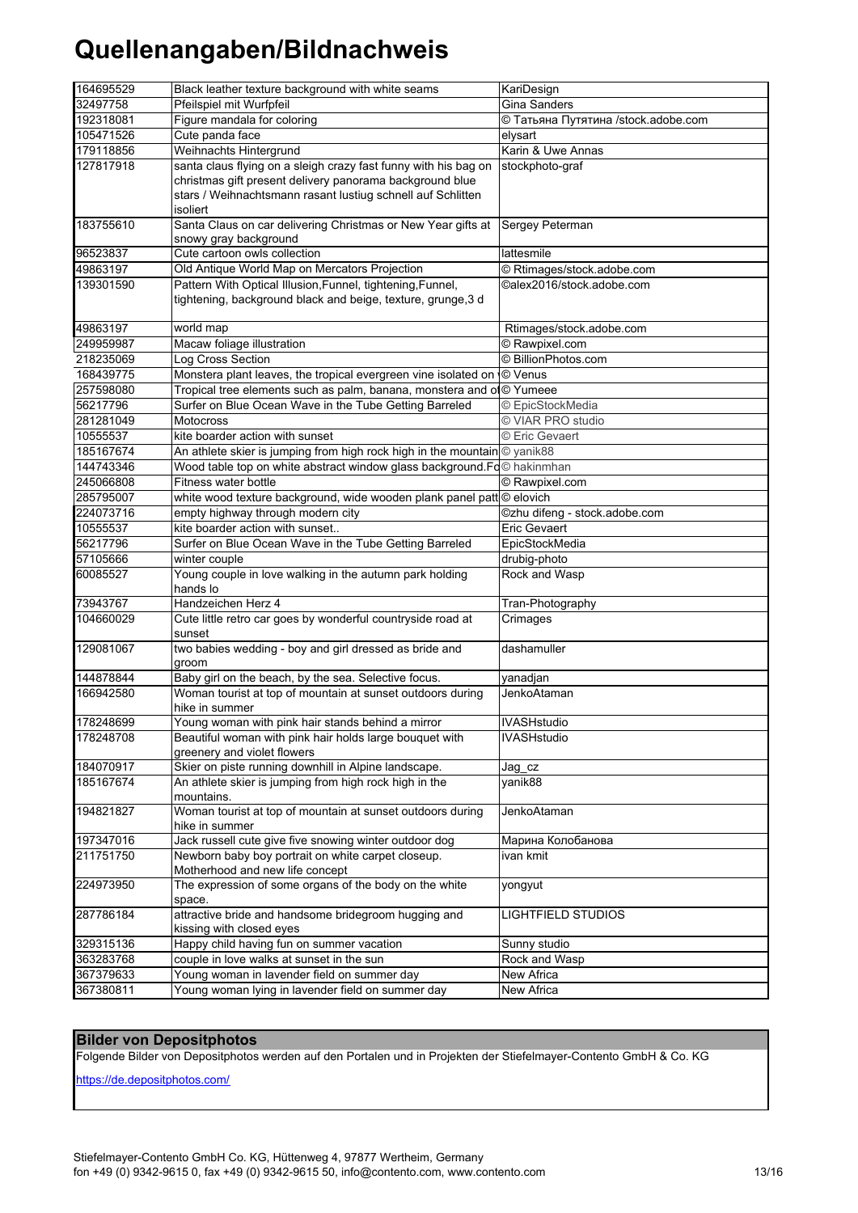# Quellenangaben/Bildnachweis

| | | |
|---|---|---|
| 164695529 | Black leather texture background with white seams | KariDesign |
| 32497758 | Pfeilspiel mit Wurfpfeil | Gina Sanders |
| 192318081 | Figure mandala for coloring | © Татьяна Путятина /stock.adobe.com |
| 105471526 | Cute panda face | elysart |
| 179118856 | Weihnachts Hintergrund | Karin & Uwe Annas |
| 127817918 | santa claus flying on a sleigh crazy fast funny with his bag on christmas gift present delivery panorama background blue stars / Weihnachtsmann rasant lustiug schnell auf Schlitten isoliert | stockphoto-graf |
| 183755610 | Santa Claus on car delivering Christmas or New Year gifts at snowy gray background | Sergey Peterman |
| 96523837 | Cute cartoon owls collection | lattesmile |
| 49863197 | Old Antique World Map on Mercators Projection | © Rtimages/stock.adobe.com |
| 139301590 | Pattern With Optical Illusion,Funnel, tightening,Funnel, tightening, background black and beige, texture, grunge,3 d | ©alex2016/stock.adobe.com |
| 49863197 | world map | Rtimages/stock.adobe.com |
| 249959987 | Macaw foliage illustration | © Rawpixel.com |
| 218235069 | Log Cross Section | © BillionPhotos.com |
| 168439775 | Monstera plant leaves, the tropical evergreen vine isolated on | © Venus |
| 257598080 | Tropical tree elements such as palm, banana, monstera and o | © Yumeee |
| 56217796 | Surfer on Blue Ocean Wave in the Tube Getting Barreled | © EpicStockMedia |
| 281281049 | Motocross | © VIAR PRO studio |
| 10555537 | kite boarder action with sunset | © Eric Gevaert |
| 185167674 | An athlete skier is jumping from high rock high in the mountain | © yanik88 |
| 144743346 | Wood table top on white abstract window glass background.Fo | © hakinmhan |
| 245066808 | Fitness water bottle | © Rawpixel.com |
| 285795007 | white wood texture background, wide wooden plank panel patt | © elovich |
| 224073716 | empty highway through modern city | ©zhu difeng - stock.adobe.com |
| 10555537 | kite boarder action with sunset.. | Eric Gevaert |
| 56217796 | Surfer on Blue Ocean Wave in the Tube Getting Barreled | EpicStockMedia |
| 57105666 | winter couple | drubig-photo |
| 60085527 | Young couple in love walking in the autumn park holding hands lo | Rock and Wasp |
| 73943767 | Handzeichen Herz 4 | Tran-Photography |
| 104660029 | Cute little retro car goes by wonderful countryside road at sunset | Crimages |
| 129081067 | two babies wedding - boy and girl dressed as bride and groom | dashamuller |
| 144878844 | Baby girl on the beach, by the sea. Selective focus. | yanadjan |
| 166942580 | Woman tourist at top of mountain at sunset outdoors during hike in summer | JenkoAtaman |
| 178248699 | Young woman with pink hair stands behind a mirror | IVASHstudio |
| 178248708 | Beautiful woman with pink hair holds large bouquet with greenery and violet flowers | IVASHstudio |
| 184070917 | Skier on piste running downhill in Alpine landscape. | Jag_cz |
| 185167674 | An athlete skier is jumping from high rock high in the mountains. | yanik88 |
| 194821827 | Woman tourist at top of mountain at sunset outdoors during hike in summer | JenkoAtaman |
| 197347016 | Jack russell cute give five snowing winter outdoor dog | Марина Колобанова |
| 211751750 | Newborn baby boy portrait on white carpet closeup. Motherhood and new life concept | ivan kmit |
| 224973950 | The expression of some organs of the body on the white space. | yongyut |
| 287786184 | attractive bride and handsome bridegroom hugging and kissing with closed eyes | LIGHTFIELD STUDIOS |
| 329315136 | Happy child having fun on summer vacation | Sunny studio |
| 363283768 | couple in love walks at sunset in the sun | Rock and Wasp |
| 367379633 | Young woman in lavender field on summer day | New Africa |
| 367380811 | Young woman lying in lavender field on summer day | New Africa |

## Bilder von Depositphotos

Folgende Bilder von Depositphotos werden auf den Portalen und in Projekten der Stiefelmayer-Contento GmbH & Co. KG

https://de.depositphotos.com/

Stiefelmayer-Contento GmbH Co. KG, Hüttenweg 4, 97877 Wertheim, Germany
fon +49 (0) 9342-9615 0, fax +49 (0) 9342-9615 50, info@contento.com, www.contento.com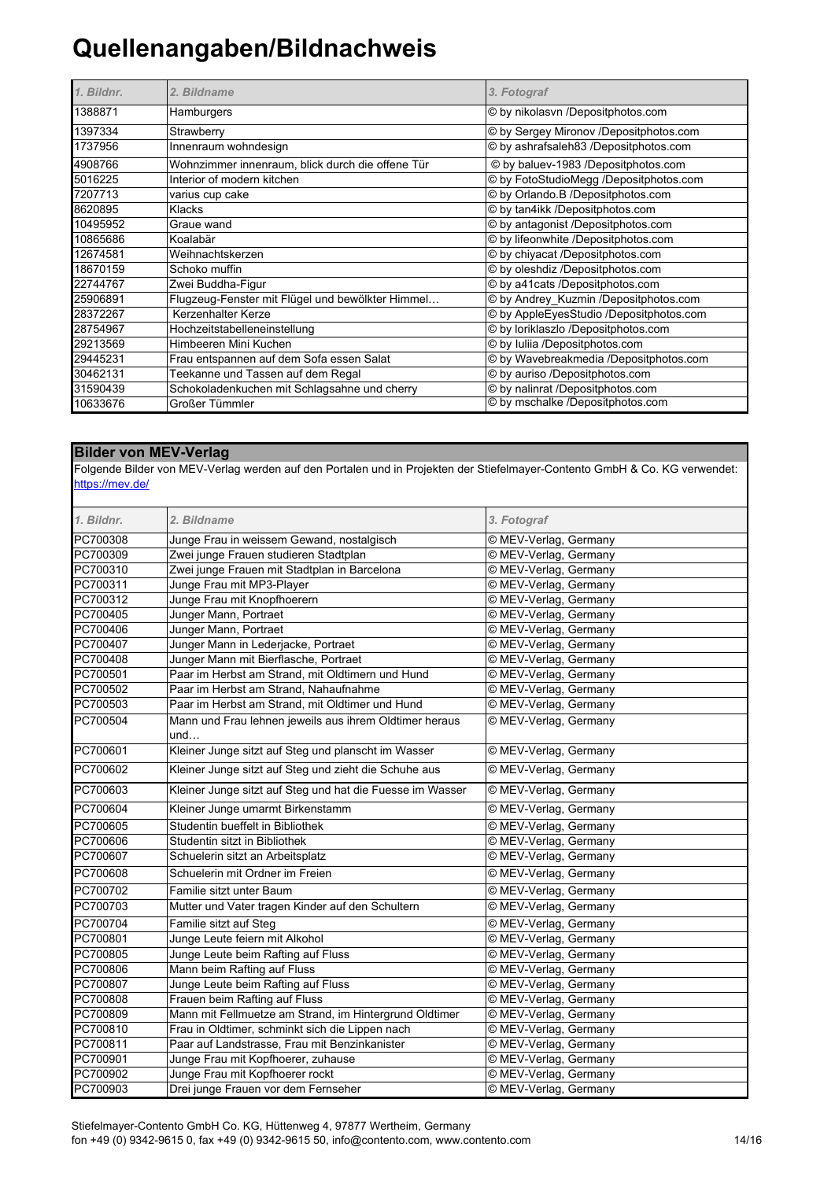# Quellenangaben/Bildnachweis

| 1. Bildnr. | 2. Bildname | 3. Fotograf |
|---|---|---|
| 1388871 | Hamburgers | © by nikolasvn /Depositphotos.com |
| 1397334 | Strawberry | © by Sergey Mironov /Depositphotos.com |
| 1737956 | Innenraum wohndesign | © by ashrafsaleh83 /Depositphotos.com |
| 4908766 | Wohnzimmer innenraum, blick durch die offene Tür | © by baluev-1983 /Depositphotos.com |
| 5016225 | Interior of modern kitchen | © by FotoStudioMegg /Depositphotos.com |
| 7207713 | varius cup cake | © by Orlando.B /Depositphotos.com |
| 8620895 | Klacks | © by tan4ikk /Depositphotos.com |
| 10495952 | Graue wand | © by antagonist /Depositphotos.com |
| 10865686 | Koalabär | © by lifeonwhite /Depositphotos.com |
| 12674581 | Weihnachtskerzen | © by chiyacat /Depositphotos.com |
| 18670159 | Schoko muffin | © by oleshdiz /Depositphotos.com |
| 22744767 | Zwei Buddha-Figur | © by a41cats /Depositphotos.com |
| 25906891 | Flugzeug-Fenster mit Flügel und bewölkter Himmel… | © by Andrey_Kuzmin /Depositphotos.com |
| 28372267 | Kerzenhalter Kerze | © by AppleEyesStudio /Depositphotos.com |
| 28754967 | Hochzeitstabelleneinstellung | © by loriklaszlo /Depositphotos.com |
| 29213569 | Himbeeren Mini Kuchen | © by Iuliia /Depositphotos.com |
| 29445231 | Frau entspannen auf dem Sofa essen Salat | © by Wavebreakmedia /Depositphotos.com |
| 30462131 | Teekanne und Tassen auf dem Regal | © by auriso /Depositphotos.com |
| 31590439 | Schokoladenkuchen mit Schlagsahne und cherry | © by nalinrat /Depositphotos.com |
| 10633676 | Großer Tümmler | © by mschalke /Depositphotos.com |

## Bilder von MEV-Verlag

Folgende Bilder von MEV-Verlag werden auf den Portalen und in Projekten der Stiefelmayer-Contento GmbH & Co. KG verwendet: https://mev.de/

| 1. Bildnr. | 2. Bildname | 3. Fotograf |
|---|---|---|
| PC700308 | Junge Frau in weissem Gewand, nostalgisch | © MEV-Verlag, Germany |
| PC700309 | Zwei junge Frauen studieren Stadtplan | © MEV-Verlag, Germany |
| PC700310 | Zwei junge Frauen mit Stadtplan in Barcelona | © MEV-Verlag, Germany |
| PC700311 | Junge Frau mit MP3-Player | © MEV-Verlag, Germany |
| PC700312 | Junge Frau mit Knopfhoerern | © MEV-Verlag, Germany |
| PC700405 | Junger Mann, Portraet | © MEV-Verlag, Germany |
| PC700406 | Junger Mann, Portraet | © MEV-Verlag, Germany |
| PC700407 | Junger Mann in Lederjacke, Portraet | © MEV-Verlag, Germany |
| PC700408 | Junger Mann mit Bierflasche, Portraet | © MEV-Verlag, Germany |
| PC700501 | Paar im Herbst am Strand, mit Oldtimern und Hund | © MEV-Verlag, Germany |
| PC700502 | Paar im Herbst am Strand, Nahaufnahme | © MEV-Verlag, Germany |
| PC700503 | Paar im Herbst am Strand, mit Oldtimer und Hund | © MEV-Verlag, Germany |
| PC700504 | Mann und Frau lehnen jeweils aus ihrem Oldtimer heraus und… | © MEV-Verlag, Germany |
| PC700601 | Kleiner Junge sitzt auf Steg und planscht im Wasser | © MEV-Verlag, Germany |
| PC700602 | Kleiner Junge sitzt auf Steg und zieht die Schuhe aus | © MEV-Verlag, Germany |
| PC700603 | Kleiner Junge sitzt auf Steg und hat die Fuesse im Wasser | © MEV-Verlag, Germany |
| PC700604 | Kleiner Junge umarmt Birkenstamm | © MEV-Verlag, Germany |
| PC700605 | Studentin bueffelt in Bibliothek | © MEV-Verlag, Germany |
| PC700606 | Studentin sitzt in Bibliothek | © MEV-Verlag, Germany |
| PC700607 | Schuelerin sitzt an Arbeitsplatz | © MEV-Verlag, Germany |
| PC700608 | Schuelerin mit Ordner im Freien | © MEV-Verlag, Germany |
| PC700702 | Familie sitzt unter Baum | © MEV-Verlag, Germany |
| PC700703 | Mutter und Vater tragen Kinder auf den Schultern | © MEV-Verlag, Germany |
| PC700704 | Familie sitzt auf Steg | © MEV-Verlag, Germany |
| PC700801 | Junge Leute feiern mit Alkohol | © MEV-Verlag, Germany |
| PC700805 | Junge Leute beim Rafting auf Fluss | © MEV-Verlag, Germany |
| PC700806 | Mann beim Rafting auf Fluss | © MEV-Verlag, Germany |
| PC700807 | Junge Leute beim Rafting auf Fluss | © MEV-Verlag, Germany |
| PC700808 | Frauen beim Rafting auf Fluss | © MEV-Verlag, Germany |
| PC700809 | Mann mit Fellmuetze am Strand, im Hintergrund Oldtimer | © MEV-Verlag, Germany |
| PC700810 | Frau in Oldtimer, schminkt sich die Lippen nach | © MEV-Verlag, Germany |
| PC700811 | Paar auf Landstrasse, Frau mit Benzinkanister | © MEV-Verlag, Germany |
| PC700901 | Junge Frau mit Kopfhoerer, zuhause | © MEV-Verlag, Germany |
| PC700902 | Junge Frau mit Kopfhoerer rockt | © MEV-Verlag, Germany |
| PC700903 | Drei junge Frauen vor dem Fernseher | © MEV-Verlag, Germany |

Stiefelmayer-Contento GmbH Co. KG, Hüttenweg 4, 97877 Wertheim, Germany
fon +49 (0) 9342-9615 0, fax +49 (0) 9342-9615 50, info@contento.com, www.contento.com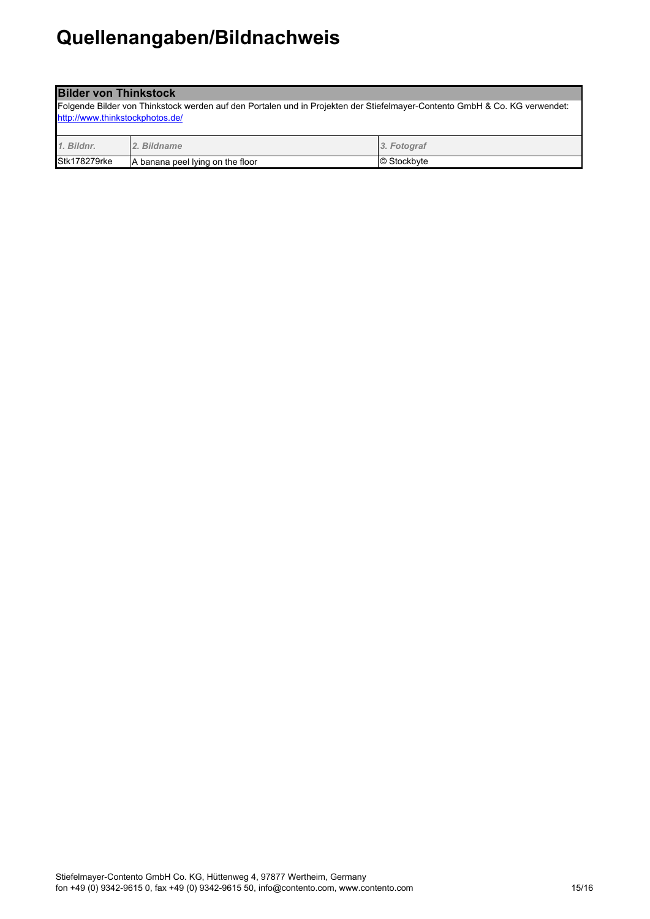# Quellenangaben/Bildnachweis

**Bilder von Thinkstock**

Folgende Bilder von Thinkstock werden auf den Portalen und in Projekten der Stiefelmayer-Contento GmbH & Co. KG verwendet: http://www.thinkstockphotos.de/

| *1. Bildnr.* | *2. Bildname* | *3. Fotograf* |
|---|---|---|
| Stk178279rke | A banana peel lying on the floor | © Stockbyte |

Stiefelmayer-Contento GmbH Co. KG, Hüttenweg 4, 97877 Wertheim, Germany
fon +49 (0) 9342-9615 0, fax +49 (0) 9342-9615 50, info@contento.com, www.contento.com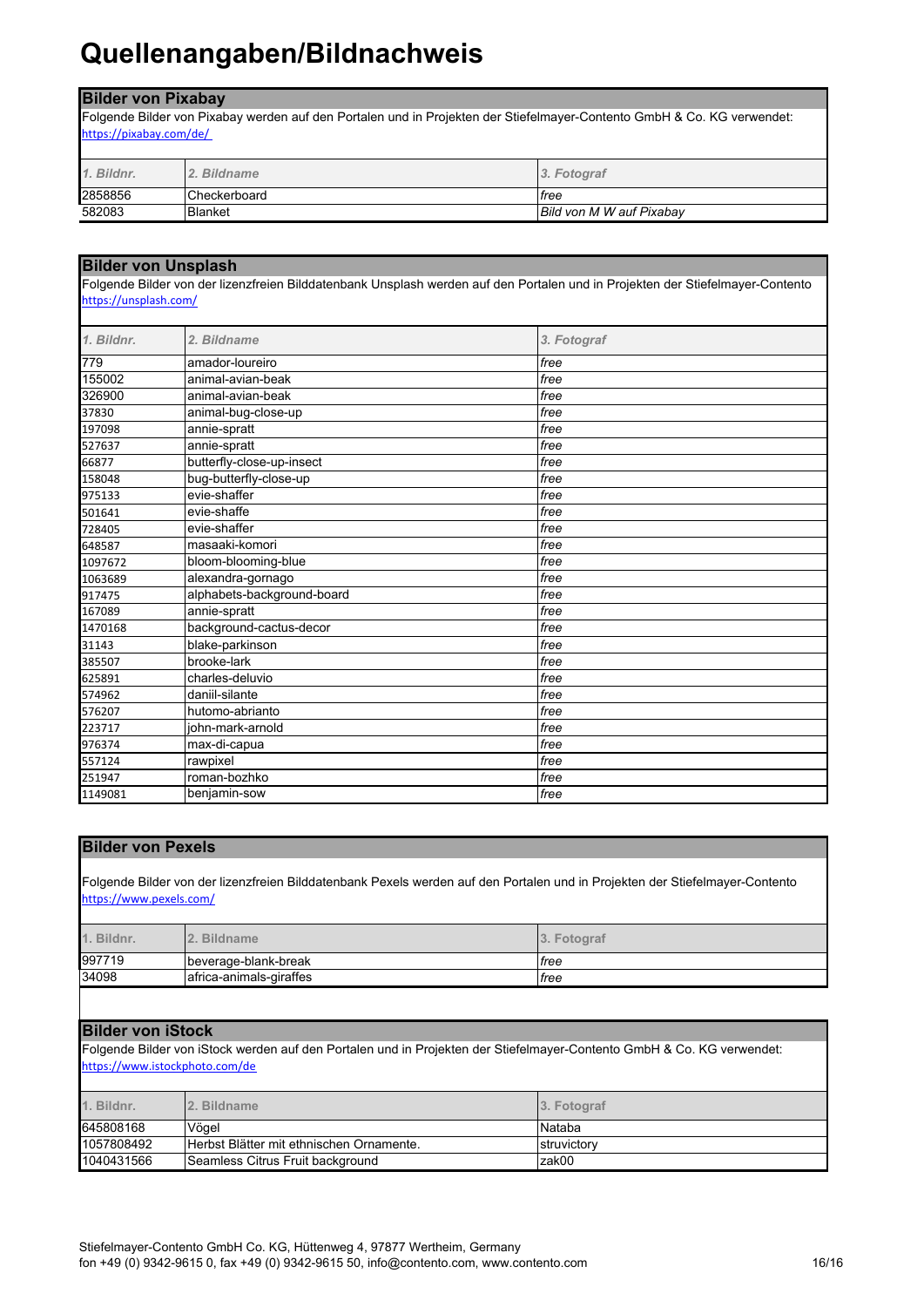# Quellenangaben/Bildnachweis

## Bilder von Pixabay

Folgende Bilder von Pixabay werden auf den Portalen und in Projekten der Stiefelmayer-Contento GmbH & Co. KG verwendet:
https://pixabay.com/de/

| *1. Bildnr.* | *2. Bildname* | *3. Fotograf* |
|---|---|---|
| 2858856 | Checkerboard | *free* |
| 582083 | Blanket | *Bild von M W auf Pixabay* |

## Bilder von Unsplash

Folgende Bilder von der lizenzfreien Bilddatenbank Unsplash werden auf den Portalen und in Projekten der Stiefelmayer-Contento
https://unsplash.com/

| *1. Bildnr.* | *2. Bildname* | *3. Fotograf* |
|---|---|---|
| 779 | amador-loureiro | *free* |
| 155002 | animal-avian-beak | *free* |
| 326900 | animal-avian-beak | *free* |
| 37830 | animal-bug-close-up | *free* |
| 197098 | annie-spratt | *free* |
| 527637 | annie-spratt | *free* |
| 66877 | butterfly-close-up-insect | *free* |
| 158048 | bug-butterfly-close-up | *free* |
| 975133 | evie-shaffer | *free* |
| 501641 | evie-shaffe | *free* |
| 728405 | evie-shaffer | *free* |
| 648587 | masaaki-komori | *free* |
| 1097672 | bloom-blooming-blue | *free* |
| 1063689 | alexandra-gornago | *free* |
| 917475 | alphabets-background-board | *free* |
| 167089 | annie-spratt | *free* |
| 1470168 | background-cactus-decor | *free* |
| 31143 | blake-parkinson | *free* |
| 385507 | brooke-lark | *free* |
| 625891 | charles-deluvio | *free* |
| 574962 | daniil-silante | *free* |
| 576207 | hutomo-abrianto | *free* |
| 223717 | john-mark-arnold | *free* |
| 976374 | max-di-capua | *free* |
| 557124 | rawpixel | *free* |
| 251947 | roman-bozhko | *free* |
| 1149081 | benjamin-sow | *free* |

## Bilder von Pexels

Folgende Bilder von der lizenzfreien Bilddatenbank Pexels werden auf den Portalen und in Projekten der Stiefelmayer-Contento
https://www.pexels.com/

| 1. Bildnr. | 2. Bildname | 3. Fotograf |
|---|---|---|
| 997719 | beverage-blank-break | *free* |
| 34098 | africa-animals-giraffes | *free* |

## Bilder von iStock

Folgende Bilder von iStock werden auf den Portalen und in Projekten der Stiefelmayer-Contento GmbH & Co. KG verwendet:
https://www.istockphoto.com/de

| 1. Bildnr. | 2. Bildname | 3. Fotograf |
|---|---|---|
| 645808168 | Vögel | Nataba |
| 1057808492 | Herbst Blätter mit ethnischen Ornamente. | struvictory |
| 1040431566 | Seamless Citrus Fruit background | zak00 |

Stiefelmayer-Contento GmbH Co. KG, Hüttenweg 4, 97877 Wertheim, Germany
fon +49 (0) 9342-9615 0, fax +49 (0) 9342-9615 50, info@contento.com, www.contento.com